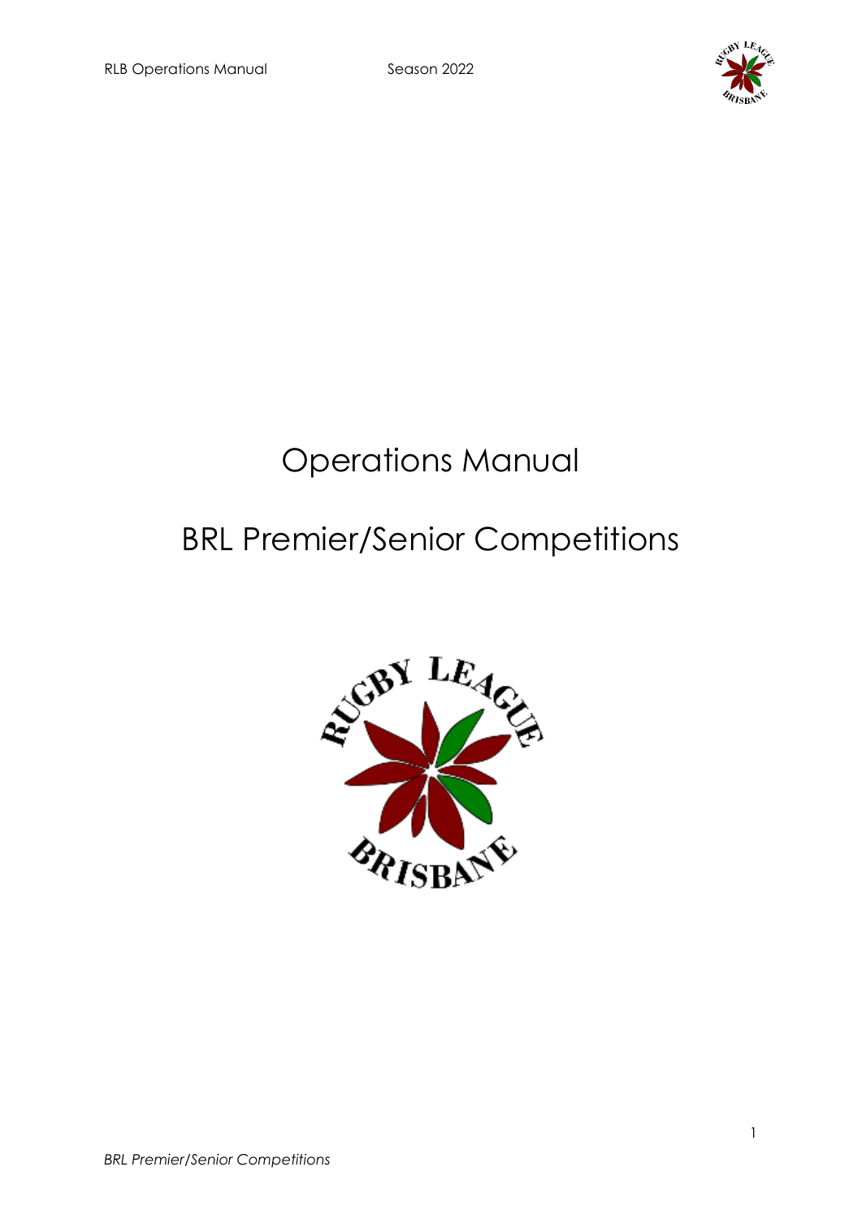# Operations Manual

# BRL Premier/Senior Competitions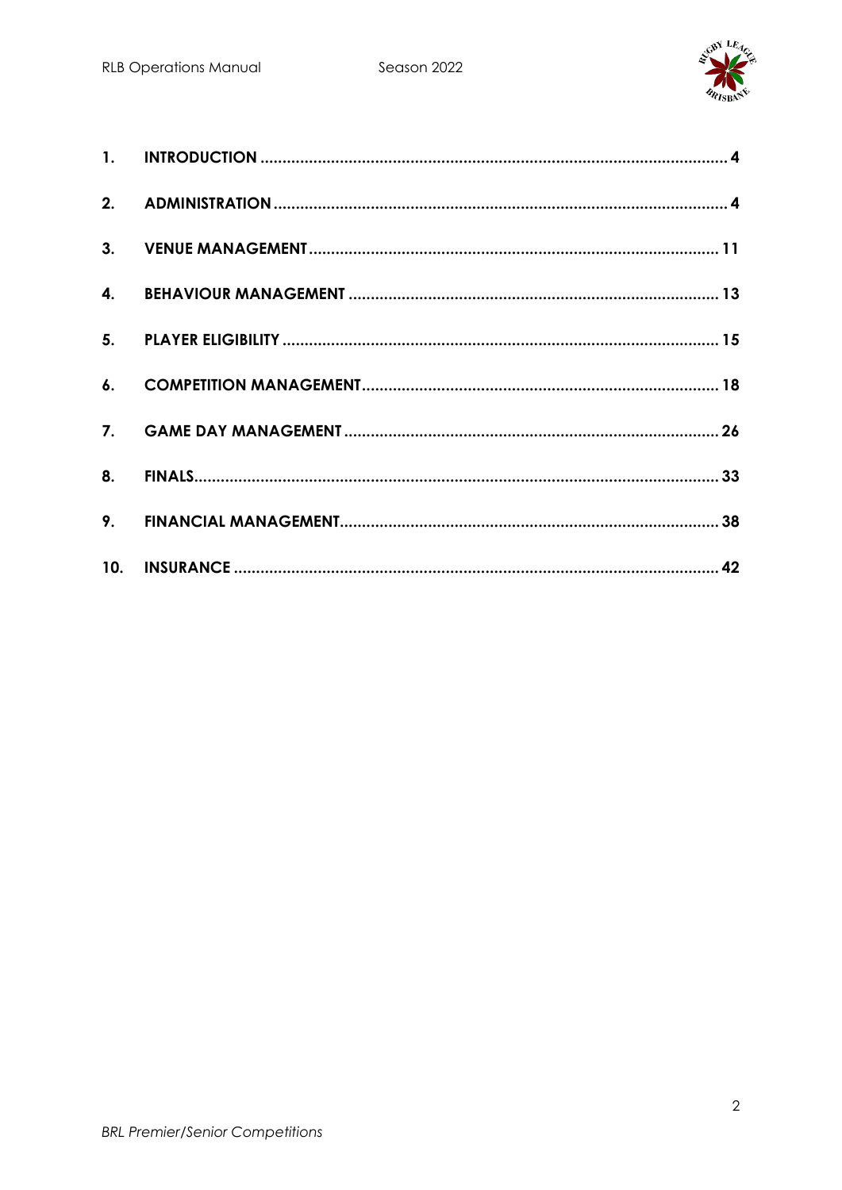| | | |
|---|---|---|
| **1.** | **INTRODUCTION** | **4** |
| **2.** | **ADMINISTRATION** | **4** |
| **3.** | **VENUE MANAGEMENT** | **11** |
| **4.** | **BEHAVIOUR MANAGEMENT** | **13** |
| **5.** | **PLAYER ELIGIBILITY** | **15** |
| **6.** | **COMPETITION MANAGEMENT** | **18** |
| **7.** | **GAME DAY MANAGEMENT** | **26** |
| **8.** | **FINALS** | **33** |
| **9.** | **FINANCIAL MANAGEMENT** | **38** |
| **10.** | **INSURANCE** | **42** |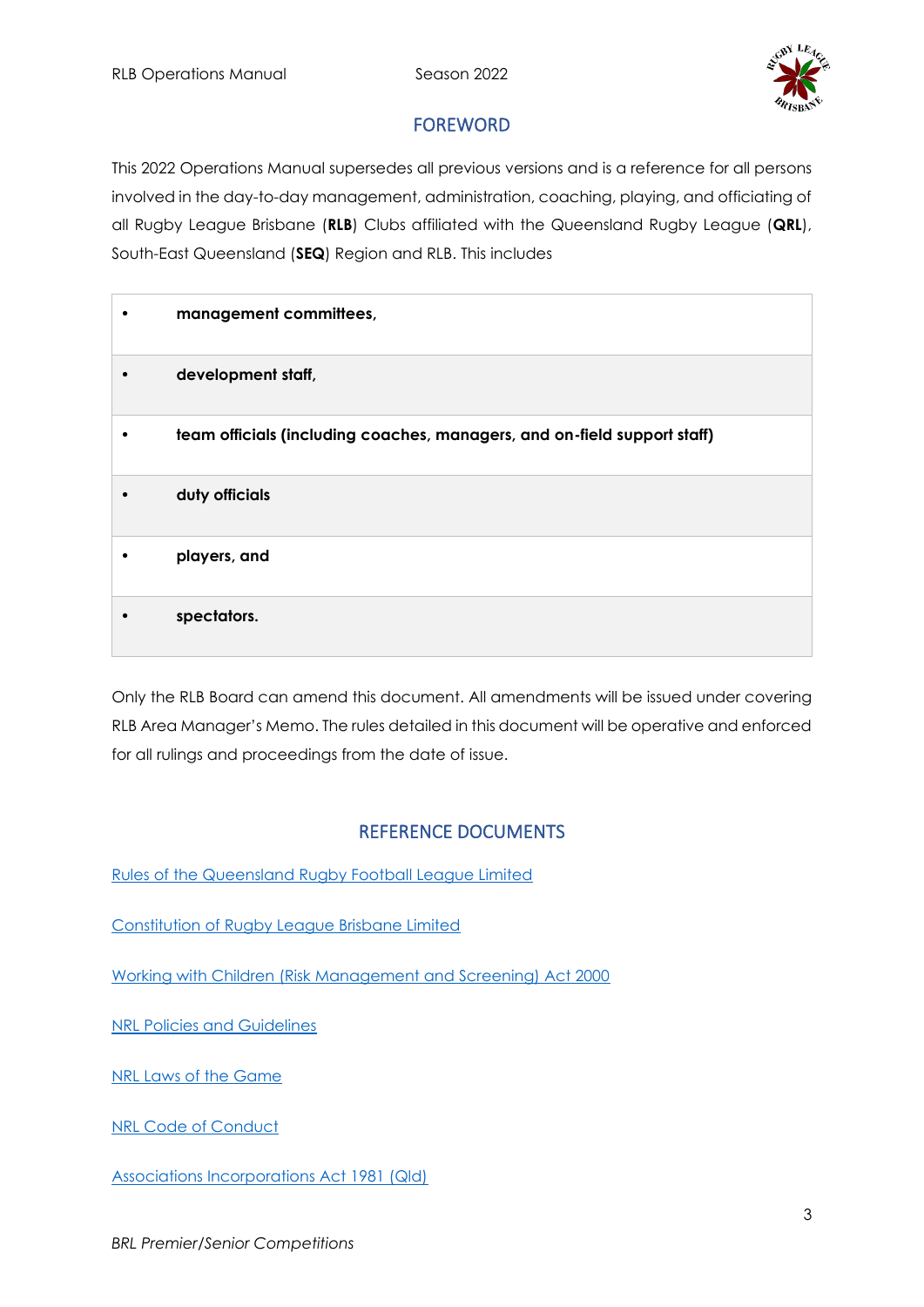## FOREWORD

This 2022 Operations Manual supersedes all previous versions and is a reference for all persons involved in the day-to-day management, administration, coaching, playing, and officiating of all Rugby League Brisbane (**RLB**) Clubs affiliated with the Queensland Rugby League (**QRL**), South-East Queensland (**SEQ**) Region and RLB. This includes

- **management committees,**
- **development staff,**
- **team officials (including coaches, managers, and on-field support staff)**
- **duty officials**
- **players, and**
- **spectators.**

Only the RLB Board can amend this document. All amendments will be issued under covering RLB Area Manager's Memo. The rules detailed in this document will be operative and enforced for all rulings and proceedings from the date of issue.

## REFERENCE DOCUMENTS

Rules of the Queensland Rugby Football League Limited

Constitution of Rugby League Brisbane Limited

Working with Children (Risk Management and Screening) Act 2000

NRL Policies and Guidelines

NRL Laws of the Game

NRL Code of Conduct

Associations Incorporations Act 1981 (Qld)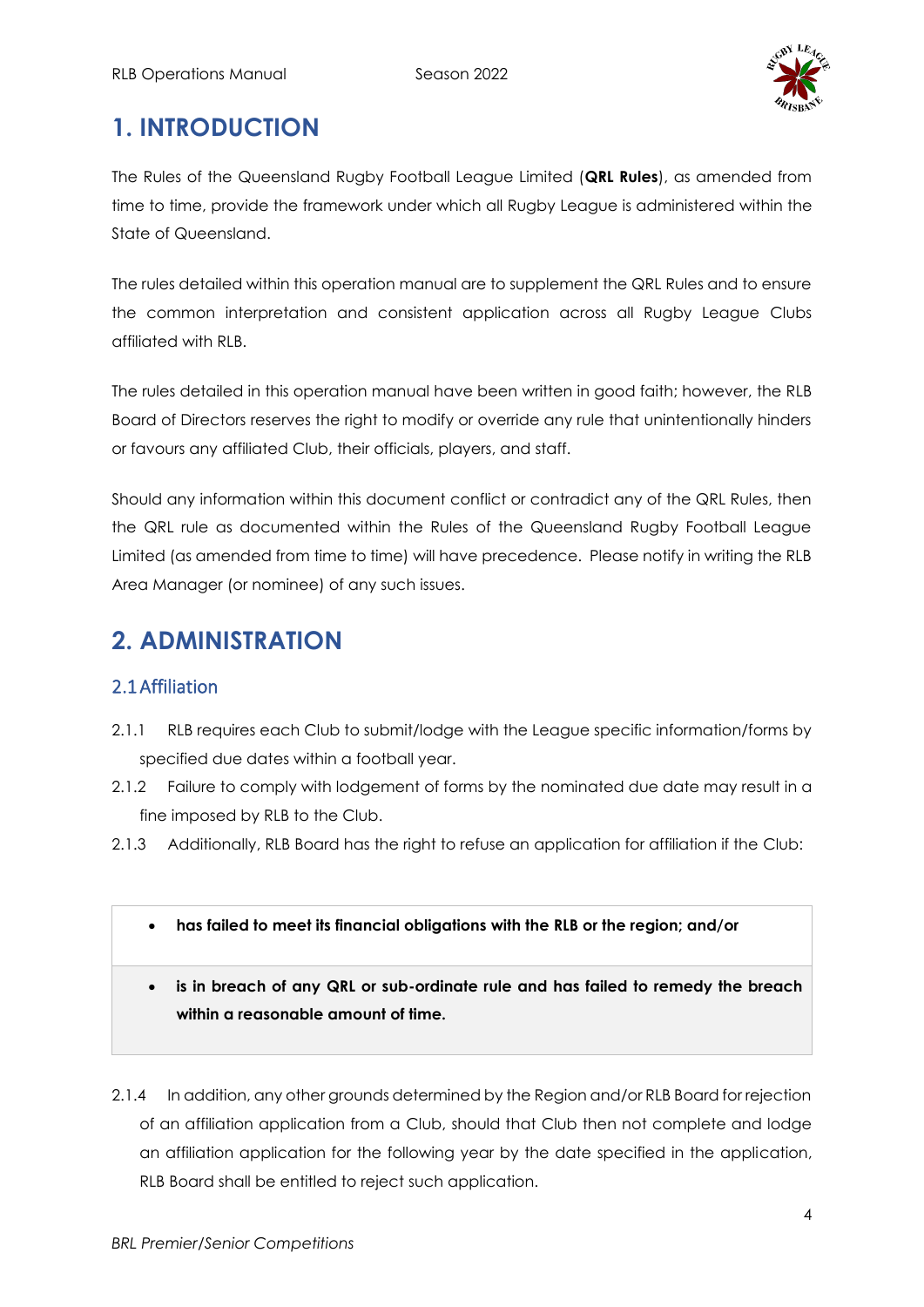# 1. INTRODUCTION

The Rules of the Queensland Rugby Football League Limited (**QRL Rules**), as amended from time to time, provide the framework under which all Rugby League is administered within the State of Queensland.

The rules detailed within this operation manual are to supplement the QRL Rules and to ensure the common interpretation and consistent application across all Rugby League Clubs affiliated with RLB.

The rules detailed in this operation manual have been written in good faith; however, the RLB Board of Directors reserves the right to modify or override any rule that unintentionally hinders or favours any affiliated Club, their officials, players, and staff.

Should any information within this document conflict or contradict any of the QRL Rules, then the QRL rule as documented within the Rules of the Queensland Rugby Football League Limited (as amended from time to time) will have precedence. Please notify in writing the RLB Area Manager (or nominee) of any such issues.

# 2. ADMINISTRATION

## 2.1 Affiliation

2.1.1 RLB requires each Club to submit/lodge with the League specific information/forms by specified due dates within a football year.

2.1.2 Failure to comply with lodgement of forms by the nominated due date may result in a fine imposed by RLB to the Club.

2.1.3 Additionally, RLB Board has the right to refuse an application for affiliation if the Club:

- **has failed to meet its financial obligations with the RLB or the region; and/or**
- **is in breach of any QRL or sub-ordinate rule and has failed to remedy the breach within a reasonable amount of time.**

2.1.4 In addition, any other grounds determined by the Region and/or RLB Board for rejection of an affiliation application from a Club, should that Club then not complete and lodge an affiliation application for the following year by the date specified in the application, RLB Board shall be entitled to reject such application.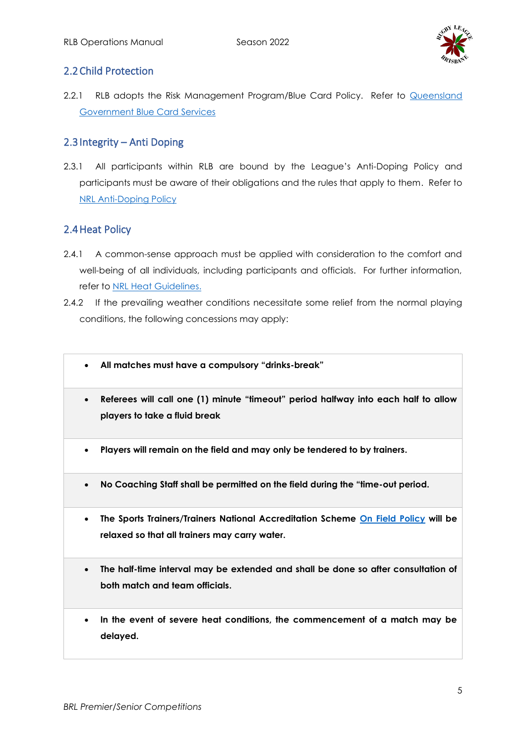## 2.2 Child Protection

2.2.1 RLB adopts the Risk Management Program/Blue Card Policy. Refer to [Queensland Government Blue Card Services]()

## 2.3 Integrity – Anti Doping

2.3.1 All participants within RLB are bound by the League's Anti-Doping Policy and participants must be aware of their obligations and the rules that apply to them. Refer to [NRL Anti-Doping Policy]()

## 2.4 Heat Policy

2.4.1 A common-sense approach must be applied with consideration to the comfort and well-being of all individuals, including participants and officials. For further information, refer to [NRL Heat Guidelines.]()

2.4.2 If the prevailing weather conditions necessitate some relief from the normal playing conditions, the following concessions may apply:

- **All matches must have a compulsory "drinks-break"**
- **Referees will call one (1) minute "timeout" period halfway into each half to allow players to take a fluid break**
- **Players will remain on the field and may only be tendered to by trainers.**
- **No Coaching Staff shall be permitted on the field during the "time-out period.**
- **The Sports Trainers/Trainers National Accreditation Scheme [On Field Policy]() will be relaxed so that all trainers may carry water.**
- **The half-time interval may be extended and shall be done so after consultation of both match and team officials.**
- **In the event of severe heat conditions, the commencement of a match may be delayed.**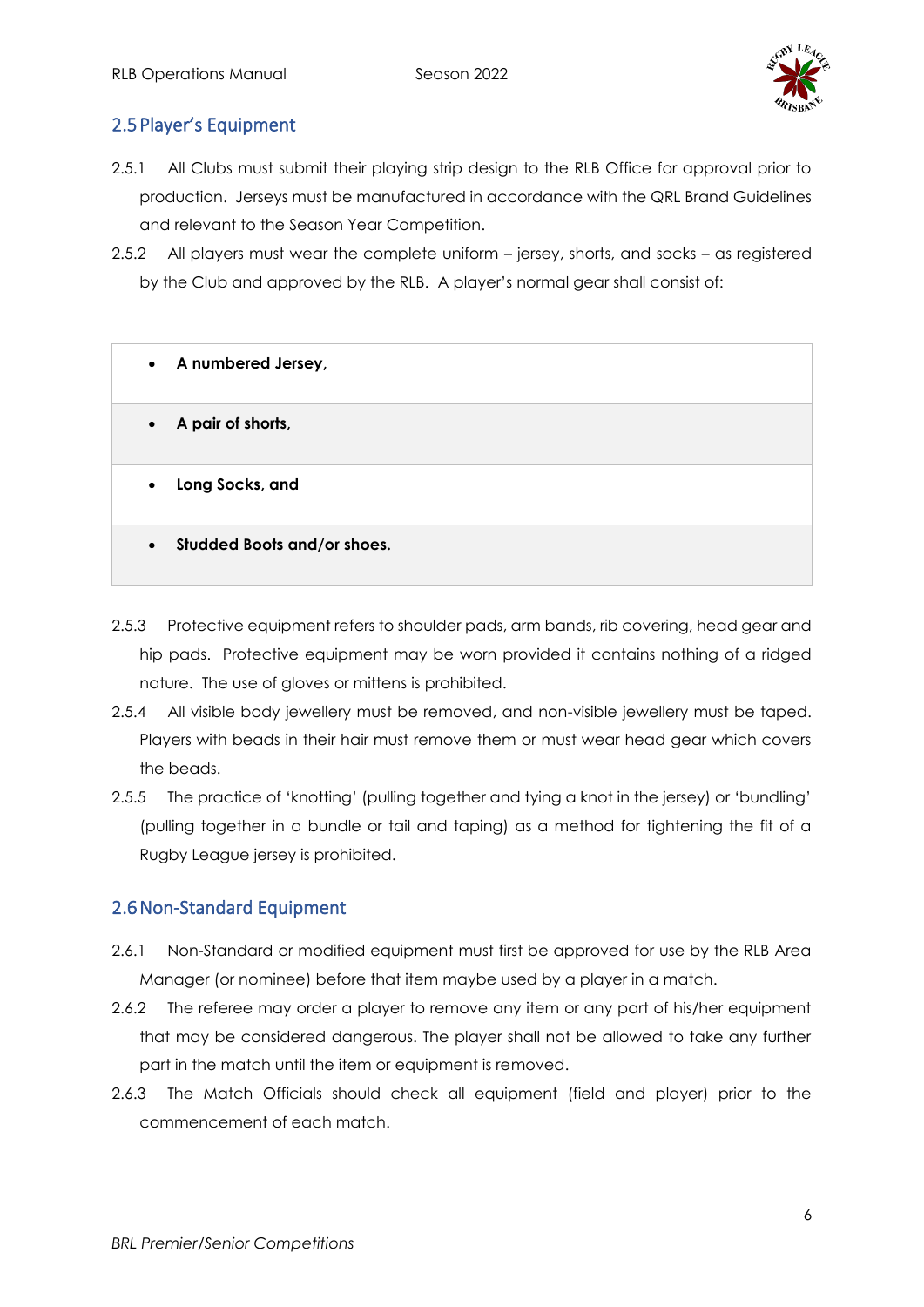## 2.5 Player's Equipment

2.5.1 All Clubs must submit their playing strip design to the RLB Office for approval prior to production. Jerseys must be manufactured in accordance with the QRL Brand Guidelines and relevant to the Season Year Competition.

2.5.2 All players must wear the complete uniform – jersey, shorts, and socks – as registered by the Club and approved by the RLB. A player's normal gear shall consist of:

- **A numbered Jersey,**
- **A pair of shorts,**
- **Long Socks, and**
- **Studded Boots and/or shoes.**

2.5.3 Protective equipment refers to shoulder pads, arm bands, rib covering, head gear and hip pads. Protective equipment may be worn provided it contains nothing of a ridged nature. The use of gloves or mittens is prohibited.

2.5.4 All visible body jewellery must be removed, and non-visible jewellery must be taped. Players with beads in their hair must remove them or must wear head gear which covers the beads.

2.5.5 The practice of 'knotting' (pulling together and tying a knot in the jersey) or 'bundling' (pulling together in a bundle or tail and taping) as a method for tightening the fit of a Rugby League jersey is prohibited.

## 2.6 Non-Standard Equipment

2.6.1 Non-Standard or modified equipment must first be approved for use by the RLB Area Manager (or nominee) before that item maybe used by a player in a match.

2.6.2 The referee may order a player to remove any item or any part of his/her equipment that may be considered dangerous. The player shall not be allowed to take any further part in the match until the item or equipment is removed.

2.6.3 The Match Officials should check all equipment (field and player) prior to the commencement of each match.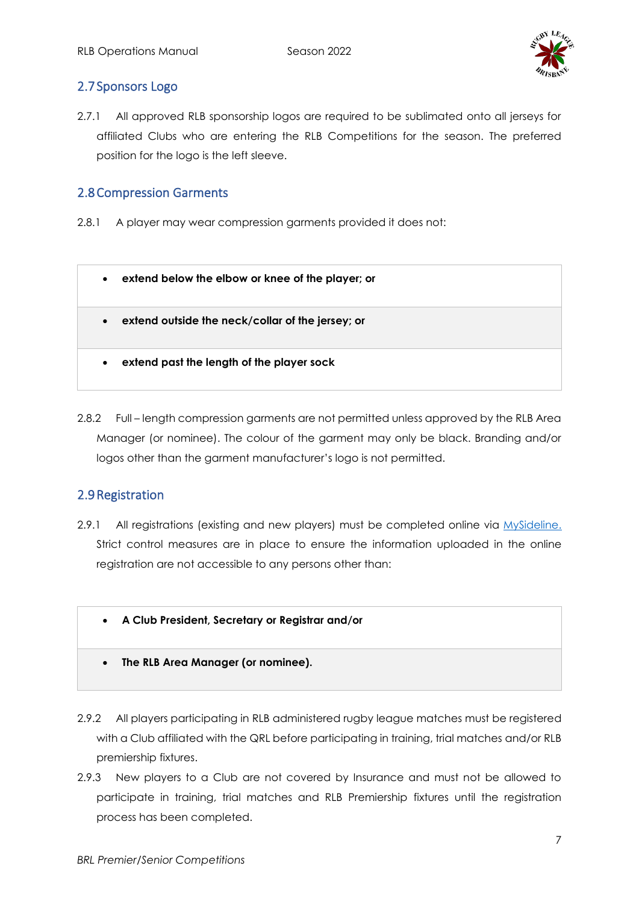## 2.7 Sponsors Logo

2.7.1 All approved RLB sponsorship logos are required to be sublimated onto all jerseys for affiliated Clubs who are entering the RLB Competitions for the season. The preferred position for the logo is the left sleeve.

## 2.8 Compression Garments

2.8.1 A player may wear compression garments provided it does not:

- **extend below the elbow or knee of the player; or**
- **extend outside the neck/collar of the jersey; or**
- **extend past the length of the player sock**

2.8.2 Full – length compression garments are not permitted unless approved by the RLB Area Manager (or nominee). The colour of the garment may only be black. Branding and/or logos other than the garment manufacturer's logo is not permitted.

## 2.9 Registration

2.9.1 All registrations (existing and new players) must be completed online via MySideline. Strict control measures are in place to ensure the information uploaded in the online registration are not accessible to any persons other than:

- **A Club President, Secretary or Registrar and/or**
- **The RLB Area Manager (or nominee).**

2.9.2 All players participating in RLB administered rugby league matches must be registered with a Club affiliated with the QRL before participating in training, trial matches and/or RLB premiership fixtures.

2.9.3 New players to a Club are not covered by Insurance and must not be allowed to participate in training, trial matches and RLB Premiership fixtures until the registration process has been completed.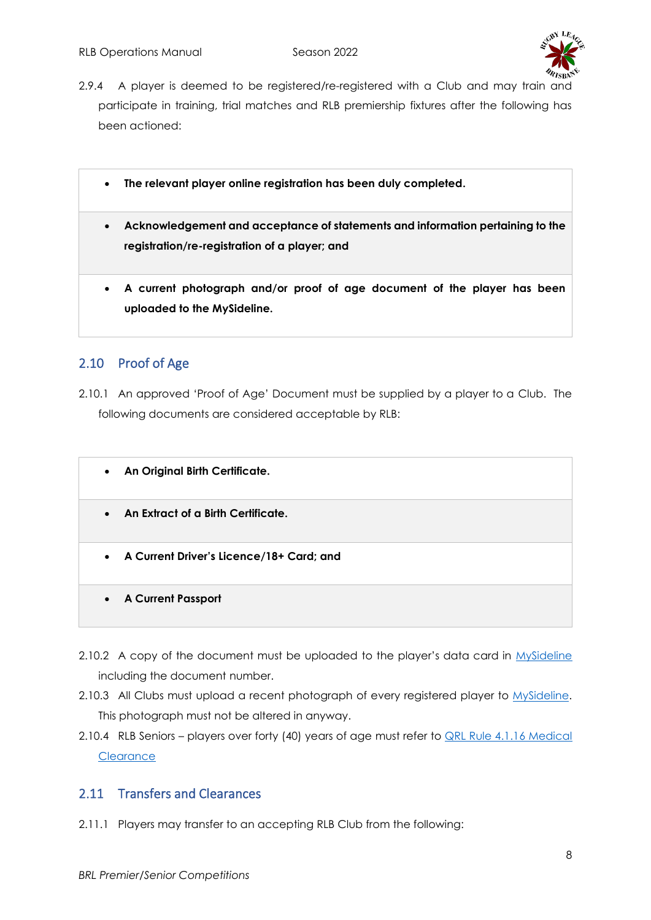2.9.4 A player is deemed to be registered/re-registered with a Club and may train and participate in training, trial matches and RLB premiership fixtures after the following has been actioned:

- **The relevant player online registration has been duly completed.**
- **Acknowledgement and acceptance of statements and information pertaining to the registration/re-registration of a player; and**
- **A current photograph and/or proof of age document of the player has been uploaded to the MySideline.**

## 2.10 Proof of Age

2.10.1 An approved 'Proof of Age' Document must be supplied by a player to a Club. The following documents are considered acceptable by RLB:

- **An Original Birth Certificate.**
- **An Extract of a Birth Certificate.**
- **A Current Driver's Licence/18+ Card; and**
- **A Current Passport**

2.10.2 A copy of the document must be uploaded to the player's data card in MySideline including the document number.

2.10.3 All Clubs must upload a recent photograph of every registered player to MySideline. This photograph must not be altered in anyway.

2.10.4 RLB Seniors – players over forty (40) years of age must refer to QRL Rule 4.1.16 Medical Clearance

## 2.11 Transfers and Clearances

2.11.1 Players may transfer to an accepting RLB Club from the following: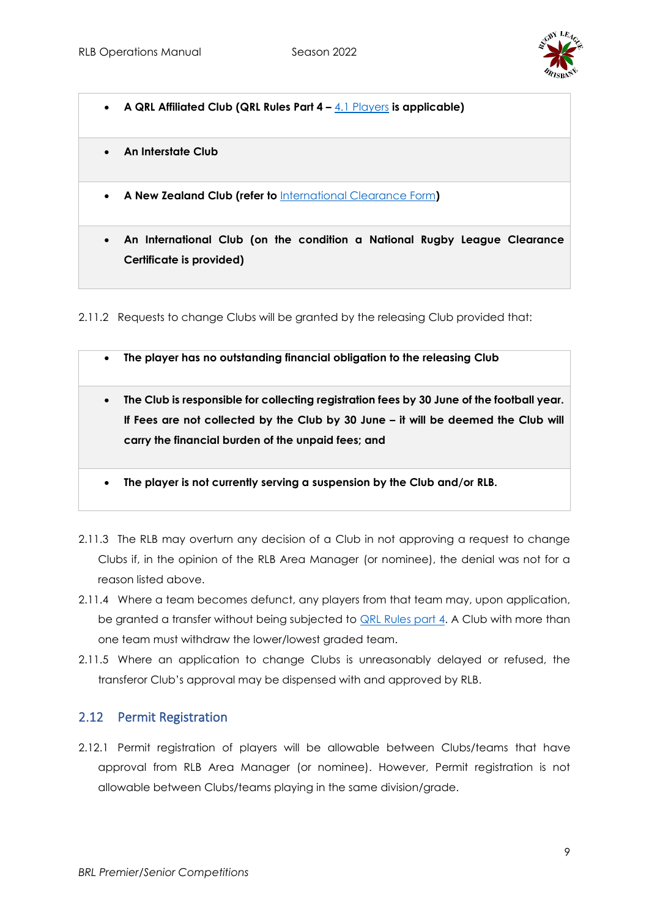- **A QRL Affiliated Club (QRL Rules Part 4 – 4.1 Players is applicable)**
- **An Interstate Club**
- **A New Zealand Club (refer to International Clearance Form)**
- **An International Club (on the condition a National Rugby League Clearance Certificate is provided)**

2.11.2 Requests to change Clubs will be granted by the releasing Club provided that:

- **The player has no outstanding financial obligation to the releasing Club**
- **The Club is responsible for collecting registration fees by 30 June of the football year. If Fees are not collected by the Club by 30 June – it will be deemed the Club will carry the financial burden of the unpaid fees; and**
- **The player is not currently serving a suspension by the Club and/or RLB.**

2.11.3 The RLB may overturn any decision of a Club in not approving a request to change Clubs if, in the opinion of the RLB Area Manager (or nominee), the denial was not for a reason listed above.

2.11.4 Where a team becomes defunct, any players from that team may, upon application, be granted a transfer without being subjected to QRL Rules part 4. A Club with more than one team must withdraw the lower/lowest graded team.

2.11.5 Where an application to change Clubs is unreasonably delayed or refused, the transferor Club's approval may be dispensed with and approved by RLB.

## 2.12 Permit Registration

2.12.1 Permit registration of players will be allowable between Clubs/teams that have approval from RLB Area Manager (or nominee). However, Permit registration is not allowable between Clubs/teams playing in the same division/grade.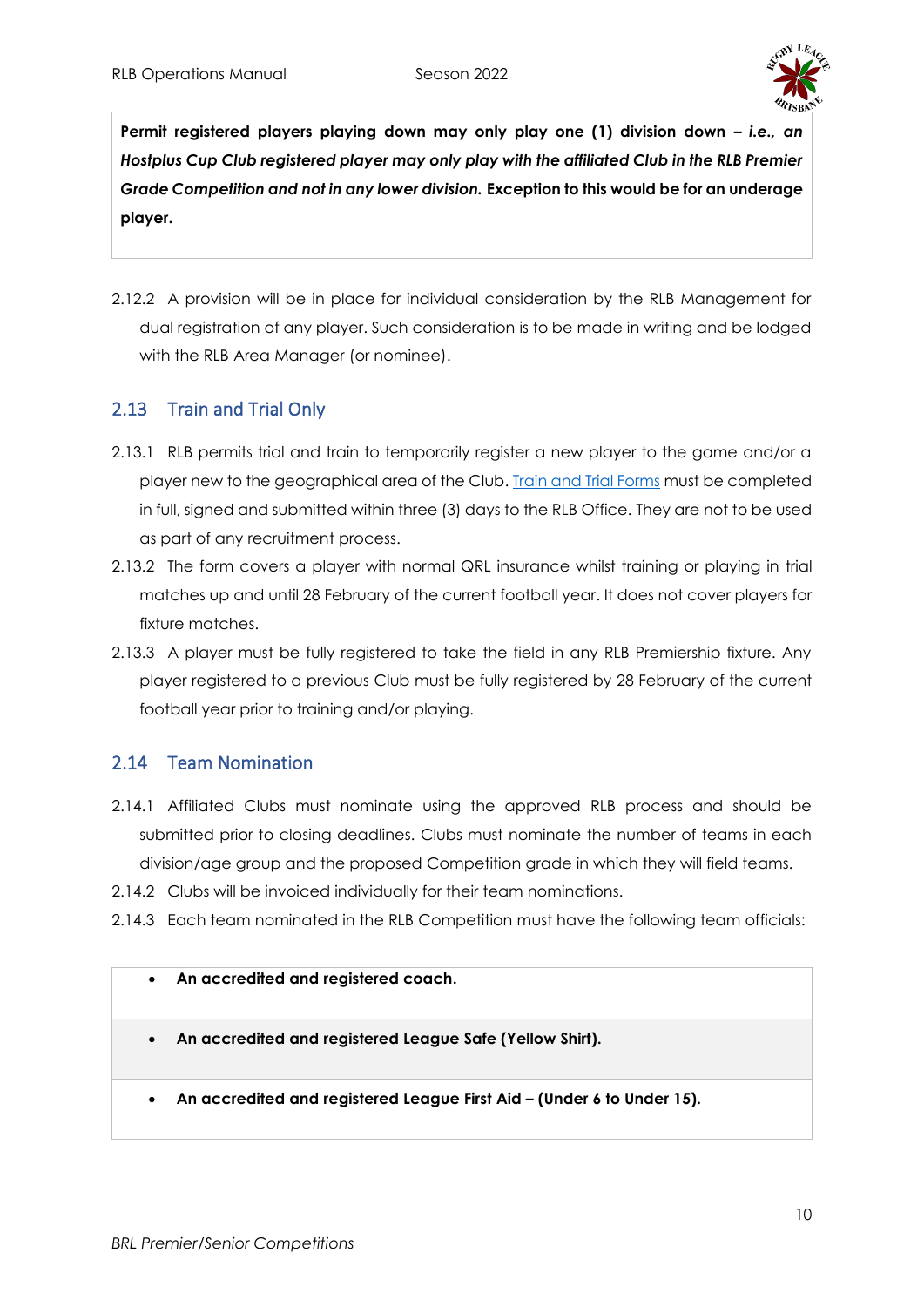**Permit registered players playing down may only play one (1) division down – *i.e., an Hostplus Cup Club registered player may only play with the affiliated Club in the RLB Premier Grade Competition and not in any lower division.* Exception to this would be for an underage player.**

2.12.2 A provision will be in place for individual consideration by the RLB Management for dual registration of any player. Such consideration is to be made in writing and be lodged with the RLB Area Manager (or nominee).

## 2.13 Train and Trial Only

2.13.1 RLB permits trial and train to temporarily register a new player to the game and/or a player new to the geographical area of the Club. Train and Trial Forms must be completed in full, signed and submitted within three (3) days to the RLB Office. They are not to be used as part of any recruitment process.

2.13.2 The form covers a player with normal QRL insurance whilst training or playing in trial matches up and until 28 February of the current football year. It does not cover players for fixture matches.

2.13.3 A player must be fully registered to take the field in any RLB Premiership fixture. Any player registered to a previous Club must be fully registered by 28 February of the current football year prior to training and/or playing.

## 2.14 Team Nomination

2.14.1 Affiliated Clubs must nominate using the approved RLB process and should be submitted prior to closing deadlines. Clubs must nominate the number of teams in each division/age group and the proposed Competition grade in which they will field teams.

2.14.2 Clubs will be invoiced individually for their team nominations.

2.14.3 Each team nominated in the RLB Competition must have the following team officials:

- **An accredited and registered coach.**
- **An accredited and registered League Safe (Yellow Shirt).**
- **An accredited and registered League First Aid – (Under 6 to Under 15).**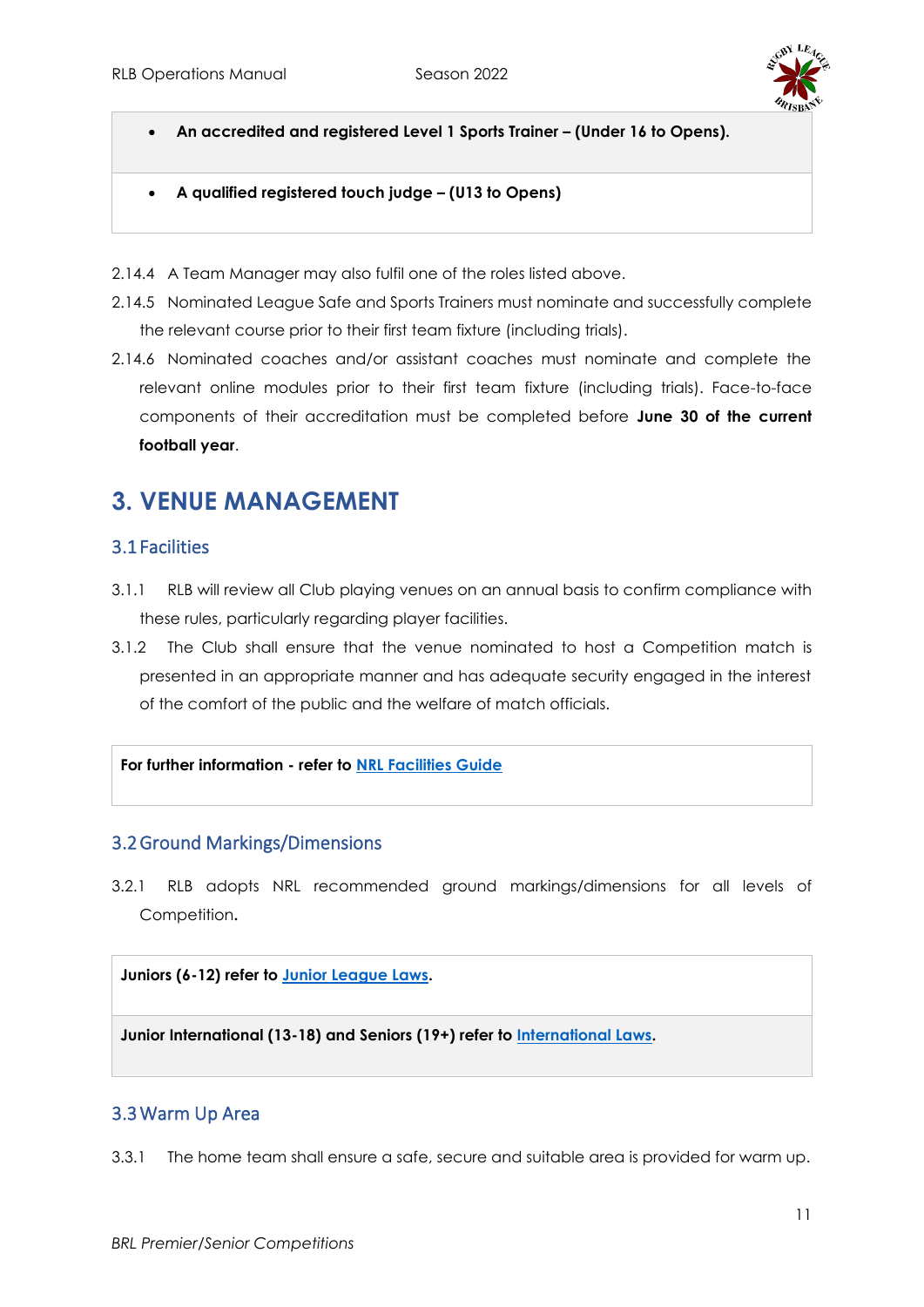- **An accredited and registered Level 1 Sports Trainer – (Under 16 to Opens).**

- **A qualified registered touch judge – (U13 to Opens)**

2.14.4 A Team Manager may also fulfil one of the roles listed above.

2.14.5 Nominated League Safe and Sports Trainers must nominate and successfully complete the relevant course prior to their first team fixture (including trials).

2.14.6 Nominated coaches and/or assistant coaches must nominate and complete the relevant online modules prior to their first team fixture (including trials). Face-to-face components of their accreditation must be completed before **June 30 of the current football year**.

# 3. VENUE MANAGEMENT

## 3.1 Facilities

3.1.1 RLB will review all Club playing venues on an annual basis to confirm compliance with these rules, particularly regarding player facilities.

3.1.2 The Club shall ensure that the venue nominated to host a Competition match is presented in an appropriate manner and has adequate security engaged in the interest of the comfort of the public and the welfare of match officials.

**For further information - refer to NRL Facilities Guide**

## 3.2 Ground Markings/Dimensions

3.2.1 RLB adopts NRL recommended ground markings/dimensions for all levels of Competition.

**Juniors (6-12) refer to Junior League Laws.**

**Junior International (13-18) and Seniors (19+) refer to International Laws.**

## 3.3 Warm Up Area

3.3.1 The home team shall ensure a safe, secure and suitable area is provided for warm up.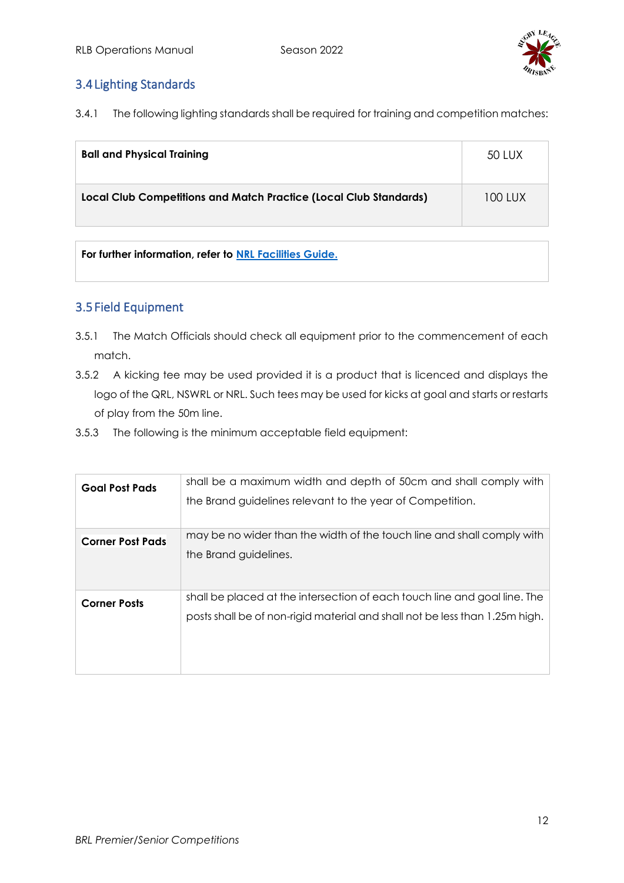## 3.4 Lighting Standards

3.4.1 The following lighting standards shall be required for training and competition matches:

| | |
|---|---|
| **Ball and Physical Training** | 50 LUX |
| **Local Club Competitions and Match Practice (Local Club Standards)** | 100 LUX |

**For further information, refer to NRL Facilities Guide.**

## 3.5 Field Equipment

3.5.1 The Match Officials should check all equipment prior to the commencement of each match.

3.5.2 A kicking tee may be used provided it is a product that is licenced and displays the logo of the QRL, NSWRL or NRL. Such tees may be used for kicks at goal and starts or restarts of play from the 50m line.

3.5.3 The following is the minimum acceptable field equipment:

| | |
|---|---|
| **Goal Post Pads** | shall be a maximum width and depth of 50cm and shall comply with the Brand guidelines relevant to the year of Competition. |
| **Corner Post Pads** | may be no wider than the width of the touch line and shall comply with the Brand guidelines. |
| **Corner Posts** | shall be placed at the intersection of each touch line and goal line. The posts shall be of non-rigid material and shall not be less than 1.25m high. |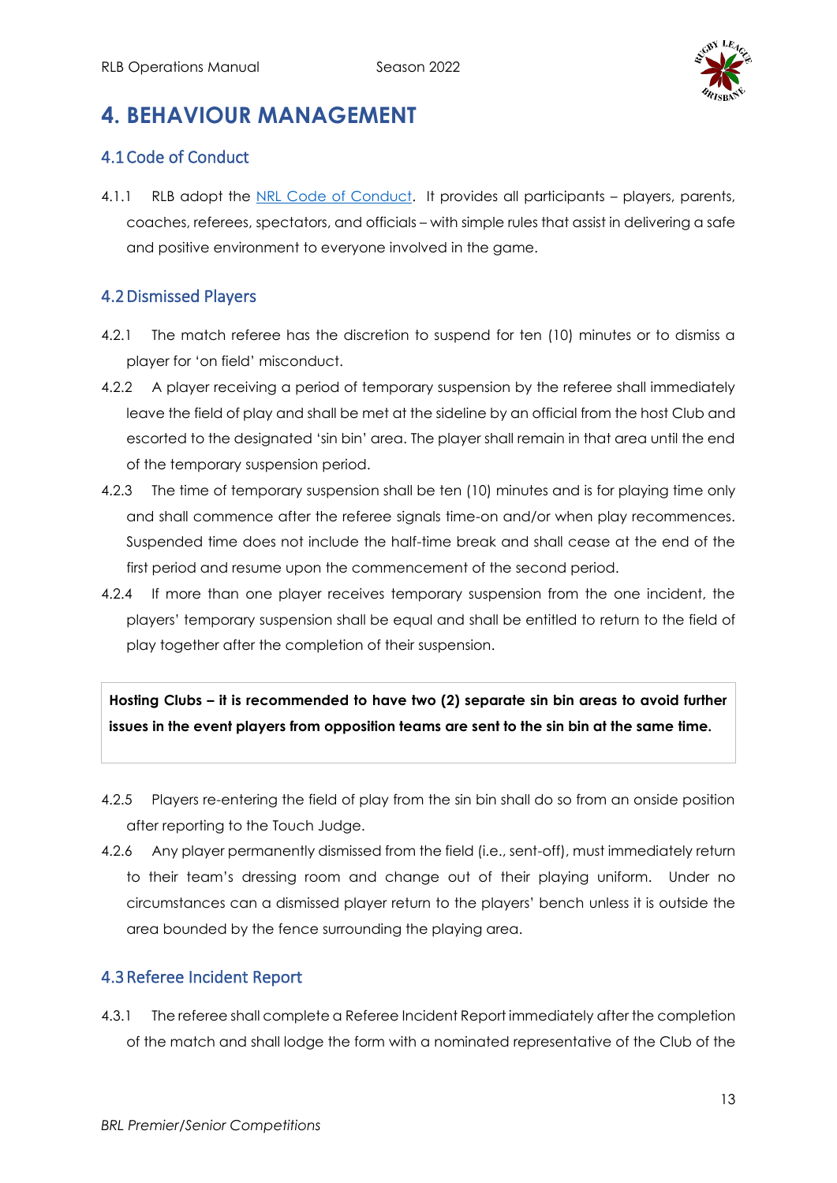# 4. BEHAVIOUR MANAGEMENT

## 4.1 Code of Conduct

4.1.1 RLB adopt the NRL Code of Conduct. It provides all participants – players, parents, coaches, referees, spectators, and officials – with simple rules that assist in delivering a safe and positive environment to everyone involved in the game.

## 4.2 Dismissed Players

4.2.1 The match referee has the discretion to suspend for ten (10) minutes or to dismiss a player for 'on field' misconduct.

4.2.2 A player receiving a period of temporary suspension by the referee shall immediately leave the field of play and shall be met at the sideline by an official from the host Club and escorted to the designated 'sin bin' area. The player shall remain in that area until the end of the temporary suspension period.

4.2.3 The time of temporary suspension shall be ten (10) minutes and is for playing time only and shall commence after the referee signals time-on and/or when play recommences. Suspended time does not include the half-time break and shall cease at the end of the first period and resume upon the commencement of the second period.

4.2.4 If more than one player receives temporary suspension from the one incident, the players' temporary suspension shall be equal and shall be entitled to return to the field of play together after the completion of their suspension.

**Hosting Clubs – it is recommended to have two (2) separate sin bin areas to avoid further issues in the event players from opposition teams are sent to the sin bin at the same time.**

4.2.5 Players re-entering the field of play from the sin bin shall do so from an onside position after reporting to the Touch Judge.

4.2.6 Any player permanently dismissed from the field (i.e., sent-off), must immediately return to their team's dressing room and change out of their playing uniform. Under no circumstances can a dismissed player return to the players' bench unless it is outside the area bounded by the fence surrounding the playing area.

## 4.3 Referee Incident Report

4.3.1 The referee shall complete a Referee Incident Report immediately after the completion of the match and shall lodge the form with a nominated representative of the Club of the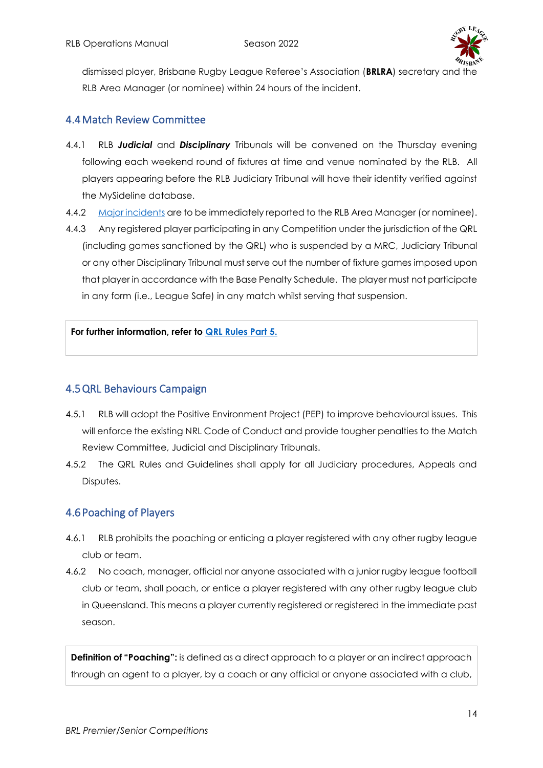dismissed player, Brisbane Rugby League Referee's Association (**BRLRA**) secretary and the RLB Area Manager (or nominee) within 24 hours of the incident.

## 4.4 Match Review Committee

4.4.1 RLB ***Judicial*** and ***Disciplinary*** Tribunals will be convened on the Thursday evening following each weekend round of fixtures at time and venue nominated by the RLB. All players appearing before the RLB Judiciary Tribunal will have their identity verified against the MySideline database.

4.4.2 Major incidents are to be immediately reported to the RLB Area Manager (or nominee).

4.4.3 Any registered player participating in any Competition under the jurisdiction of the QRL (including games sanctioned by the QRL) who is suspended by a MRC, Judiciary Tribunal or any other Disciplinary Tribunal must serve out the number of fixture games imposed upon that player in accordance with the Base Penalty Schedule. The player must not participate in any form (i.e., League Safe) in any match whilst serving that suspension.

**For further information, refer to QRL Rules Part 5.**

## 4.5 QRL Behaviours Campaign

4.5.1 RLB will adopt the Positive Environment Project (PEP) to improve behavioural issues. This will enforce the existing NRL Code of Conduct and provide tougher penalties to the Match Review Committee, Judicial and Disciplinary Tribunals.

4.5.2 The QRL Rules and Guidelines shall apply for all Judiciary procedures, Appeals and Disputes.

## 4.6 Poaching of Players

4.6.1 RLB prohibits the poaching or enticing a player registered with any other rugby league club or team.

4.6.2 No coach, manager, official nor anyone associated with a junior rugby league football club or team, shall poach, or entice a player registered with any other rugby league club in Queensland. This means a player currently registered or registered in the immediate past season.

**Definition of "Poaching":** is defined as a direct approach to a player or an indirect approach through an agent to a player, by a coach or any official or anyone associated with a club,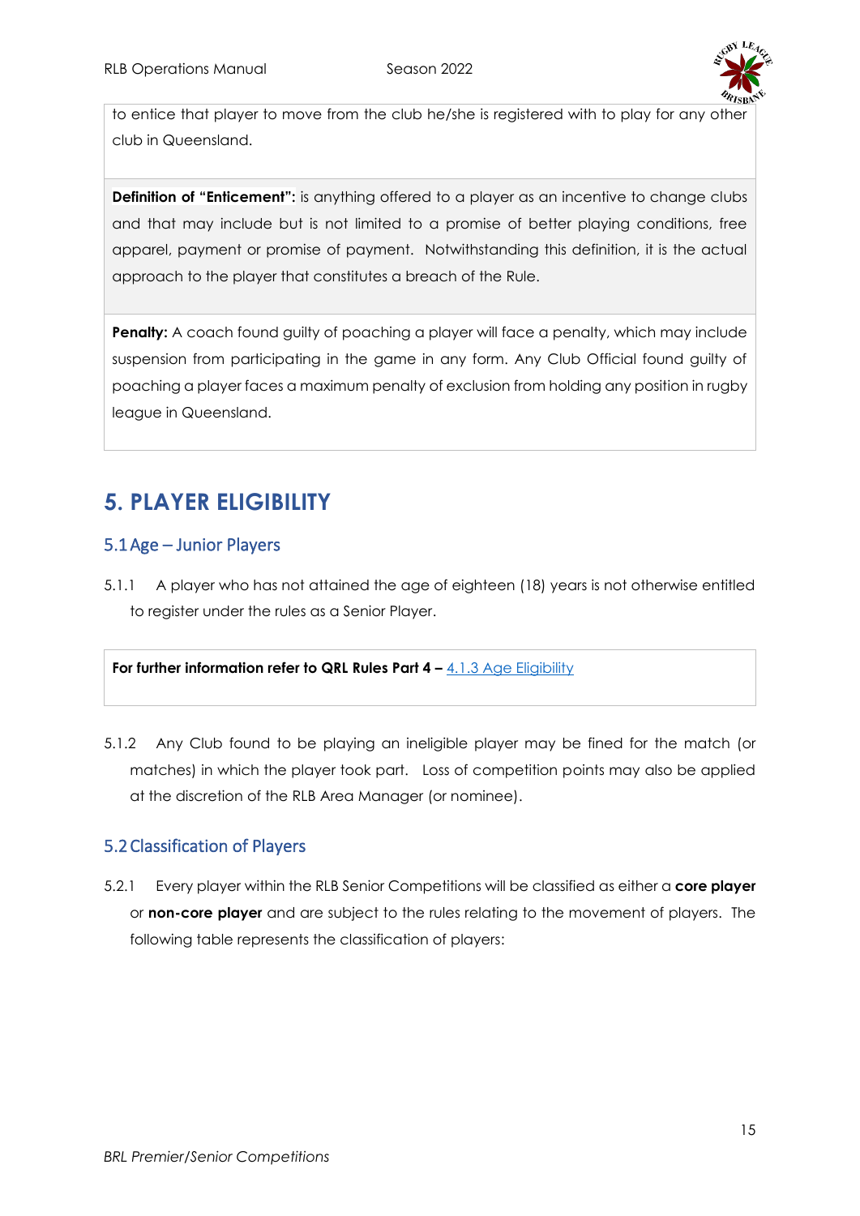to entice that player to move from the club he/she is registered with to play for any other club in Queensland.

**Definition of "Enticement":** is anything offered to a player as an incentive to change clubs and that may include but is not limited to a promise of better playing conditions, free apparel, payment or promise of payment. Notwithstanding this definition, it is the actual approach to the player that constitutes a breach of the Rule.

**Penalty:** A coach found guilty of poaching a player will face a penalty, which may include suspension from participating in the game in any form. Any Club Official found guilty of poaching a player faces a maximum penalty of exclusion from holding any position in rugby league in Queensland.

# 5. PLAYER ELIGIBILITY

## 5.1 Age – Junior Players

5.1.1 A player who has not attained the age of eighteen (18) years is not otherwise entitled to register under the rules as a Senior Player.

**For further information refer to QRL Rules Part 4 –** 4.1.3 Age Eligibility

5.1.2 Any Club found to be playing an ineligible player may be fined for the match (or matches) in which the player took part. Loss of competition points may also be applied at the discretion of the RLB Area Manager (or nominee).

## 5.2 Classification of Players

5.2.1 Every player within the RLB Senior Competitions will be classified as either a **core player** or **non-core player** and are subject to the rules relating to the movement of players. The following table represents the classification of players: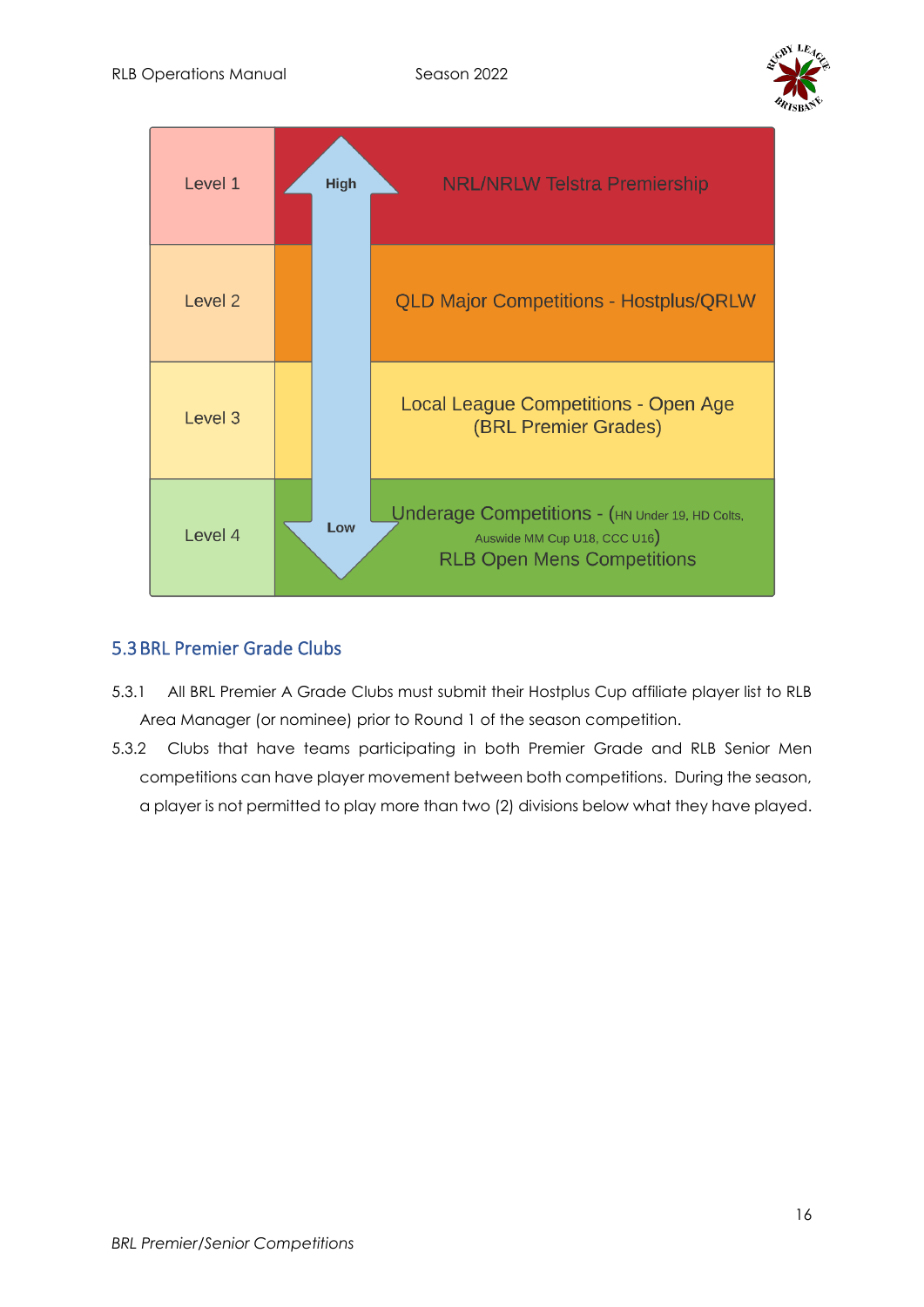| Level | | Competition |
| --- | --- | --- |
| Level 1 | High | NRL/NRLW Telstra Premiership |
| Level 2 | | QLD Major Competitions - Hostplus/QRLW |
| Level 3 | | Local League Competitions - Open Age (BRL Premier Grades) |
| Level 4 | Low | Underage Competitions - (HN Under 19, HD Colts, Auswide MM Cup U18, CCC U16) RLB Open Mens Competitions |

## 5.3 BRL Premier Grade Clubs

5.3.1 All BRL Premier A Grade Clubs must submit their Hostplus Cup affiliate player list to RLB Area Manager (or nominee) prior to Round 1 of the season competition.

5.3.2 Clubs that have teams participating in both Premier Grade and RLB Senior Men competitions can have player movement between both competitions. During the season, a player is not permitted to play more than two (2) divisions below what they have played.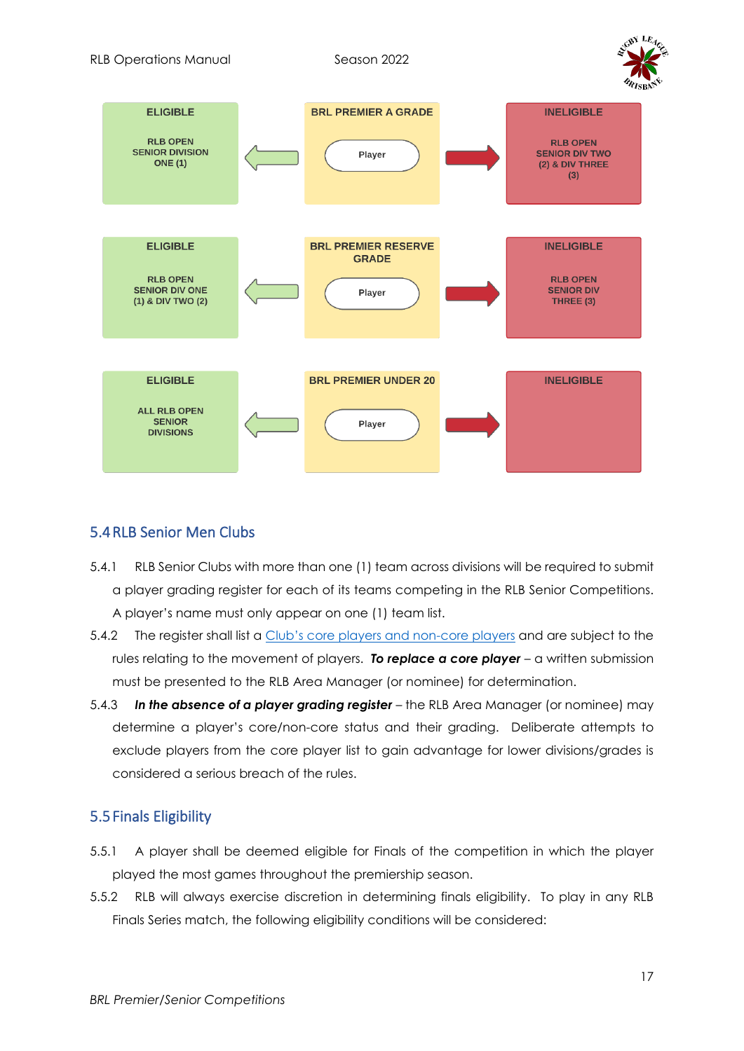| ELIGIBLE | BRL PREMIER A GRADE | INELIGIBLE |
| --- | --- | --- |
| RLB OPEN SENIOR DIVISION ONE (1) | Player | RLB OPEN SENIOR DIV TWO (2) & DIV THREE (3) |

| ELIGIBLE | BRL PREMIER RESERVE GRADE | INELIGIBLE |
| --- | --- | --- |
| RLB OPEN SENIOR DIV ONE (1) & DIV TWO (2) | Player | RLB OPEN SENIOR DIV THREE (3) |

| ELIGIBLE | BRL PREMIER UNDER 20 | INELIGIBLE |
| --- | --- | --- |
| ALL RLB OPEN SENIOR DIVISIONS | Player | |

## 5.4 RLB Senior Men Clubs

5.4.1 RLB Senior Clubs with more than one (1) team across divisions will be required to submit a player grading register for each of its teams competing in the RLB Senior Competitions. A player's name must only appear on one (1) team list.

5.4.2 The register shall list a Club's core players and non-core players and are subject to the rules relating to the movement of players. ***To replace a core player*** – a written submission must be presented to the RLB Area Manager (or nominee) for determination.

5.4.3 ***In the absence of a player grading register*** – the RLB Area Manager (or nominee) may determine a player's core/non-core status and their grading. Deliberate attempts to exclude players from the core player list to gain advantage for lower divisions/grades is considered a serious breach of the rules.

## 5.5 Finals Eligibility

5.5.1 A player shall be deemed eligible for Finals of the competition in which the player played the most games throughout the premiership season.

5.5.2 RLB will always exercise discretion in determining finals eligibility. To play in any RLB Finals Series match, the following eligibility conditions will be considered: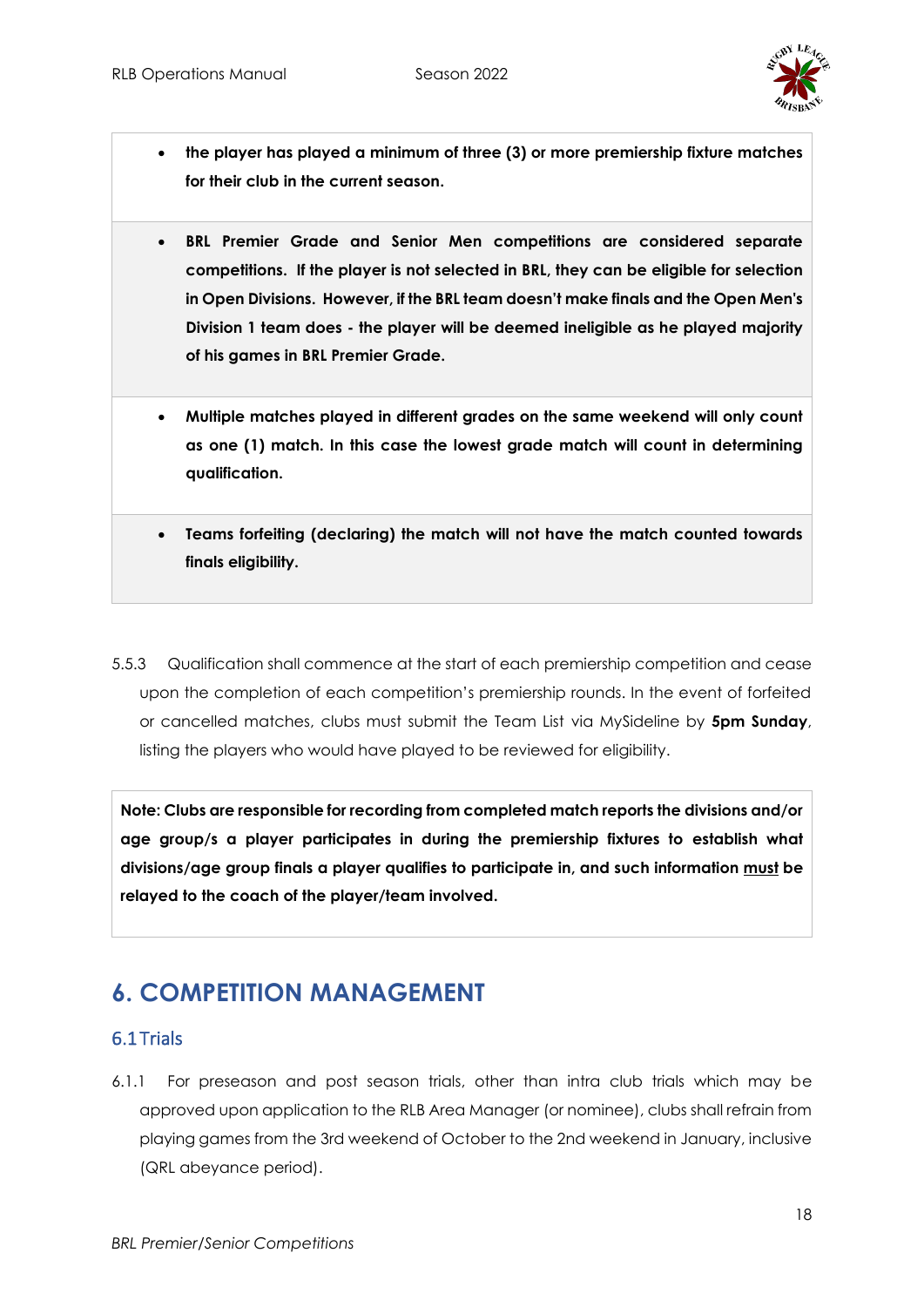- **the player has played a minimum of three (3) or more premiership fixture matches for their club in the current season.**

- **BRL Premier Grade and Senior Men competitions are considered separate competitions. If the player is not selected in BRL, they can be eligible for selection in Open Divisions. However, if the BRL team doesn't make finals and the Open Men's Division 1 team does - the player will be deemed ineligible as he played majority of his games in BRL Premier Grade.**

- **Multiple matches played in different grades on the same weekend will only count as one (1) match. In this case the lowest grade match will count in determining qualification.**

- **Teams forfeiting (declaring) the match will not have the match counted towards finals eligibility.**

5.5.3 Qualification shall commence at the start of each premiership competition and cease upon the completion of each competition's premiership rounds. In the event of forfeited or cancelled matches, clubs must submit the Team List via MySideline by **5pm Sunday**, listing the players who would have played to be reviewed for eligibility.

**Note: Clubs are responsible for recording from completed match reports the divisions and/or age group/s a player participates in during the premiership fixtures to establish what divisions/age group finals a player qualifies to participate in, and such information <u>must</u> be relayed to the coach of the player/team involved.**

# 6. COMPETITION MANAGEMENT

## 6.1 Trials

6.1.1 For preseason and post season trials, other than intra club trials which may be approved upon application to the RLB Area Manager (or nominee), clubs shall refrain from playing games from the 3rd weekend of October to the 2nd weekend in January, inclusive (QRL abeyance period).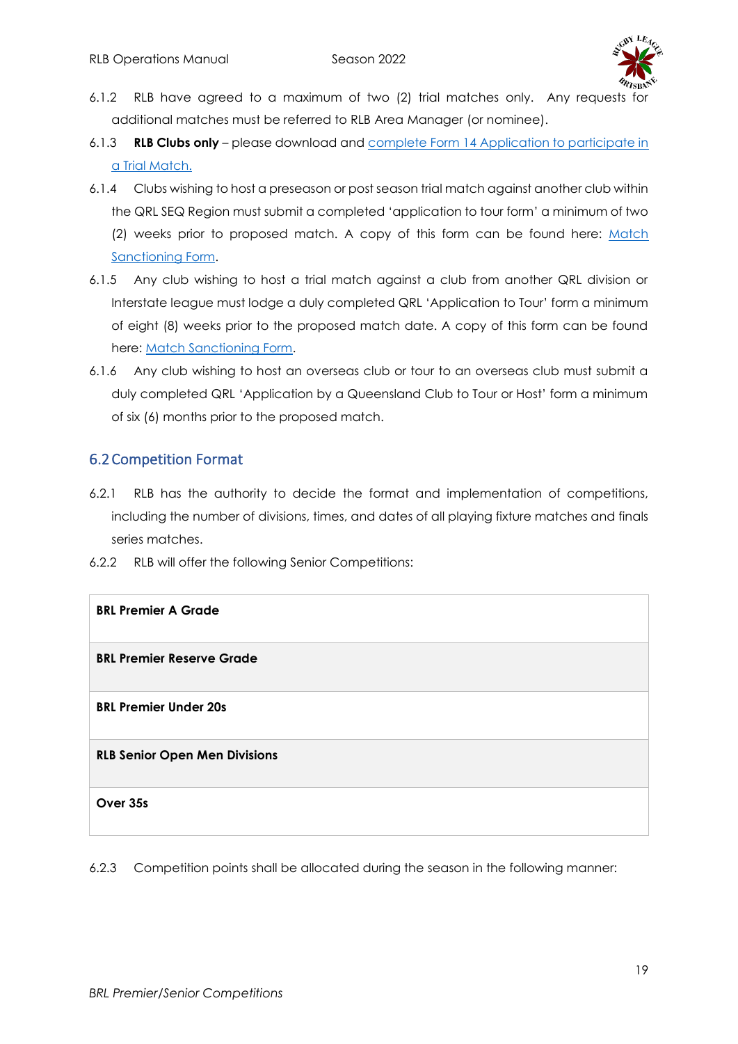6.1.2 RLB have agreed to a maximum of two (2) trial matches only. Any requests for additional matches must be referred to RLB Area Manager (or nominee).

6.1.3 **RLB Clubs only** – please download and complete Form 14 Application to participate in a Trial Match.

6.1.4 Clubs wishing to host a preseason or post season trial match against another club within the QRL SEQ Region must submit a completed 'application to tour form' a minimum of two (2) weeks prior to proposed match. A copy of this form can be found here: Match Sanctioning Form.

6.1.5 Any club wishing to host a trial match against a club from another QRL division or Interstate league must lodge a duly completed QRL 'Application to Tour' form a minimum of eight (8) weeks prior to the proposed match date. A copy of this form can be found here: Match Sanctioning Form.

6.1.6 Any club wishing to host an overseas club or tour to an overseas club must submit a duly completed QRL 'Application by a Queensland Club to Tour or Host' form a minimum of six (6) months prior to the proposed match.

## 6.2 Competition Format

6.2.1 RLB has the authority to decide the format and implementation of competitions, including the number of divisions, times, and dates of all playing fixture matches and finals series matches.

6.2.2 RLB will offer the following Senior Competitions:

| **BRL Premier A Grade** |
|---|
| **BRL Premier Reserve Grade** |
| **BRL Premier Under 20s** |
| **RLB Senior Open Men Divisions** |
| **Over 35s** |

6.2.3 Competition points shall be allocated during the season in the following manner: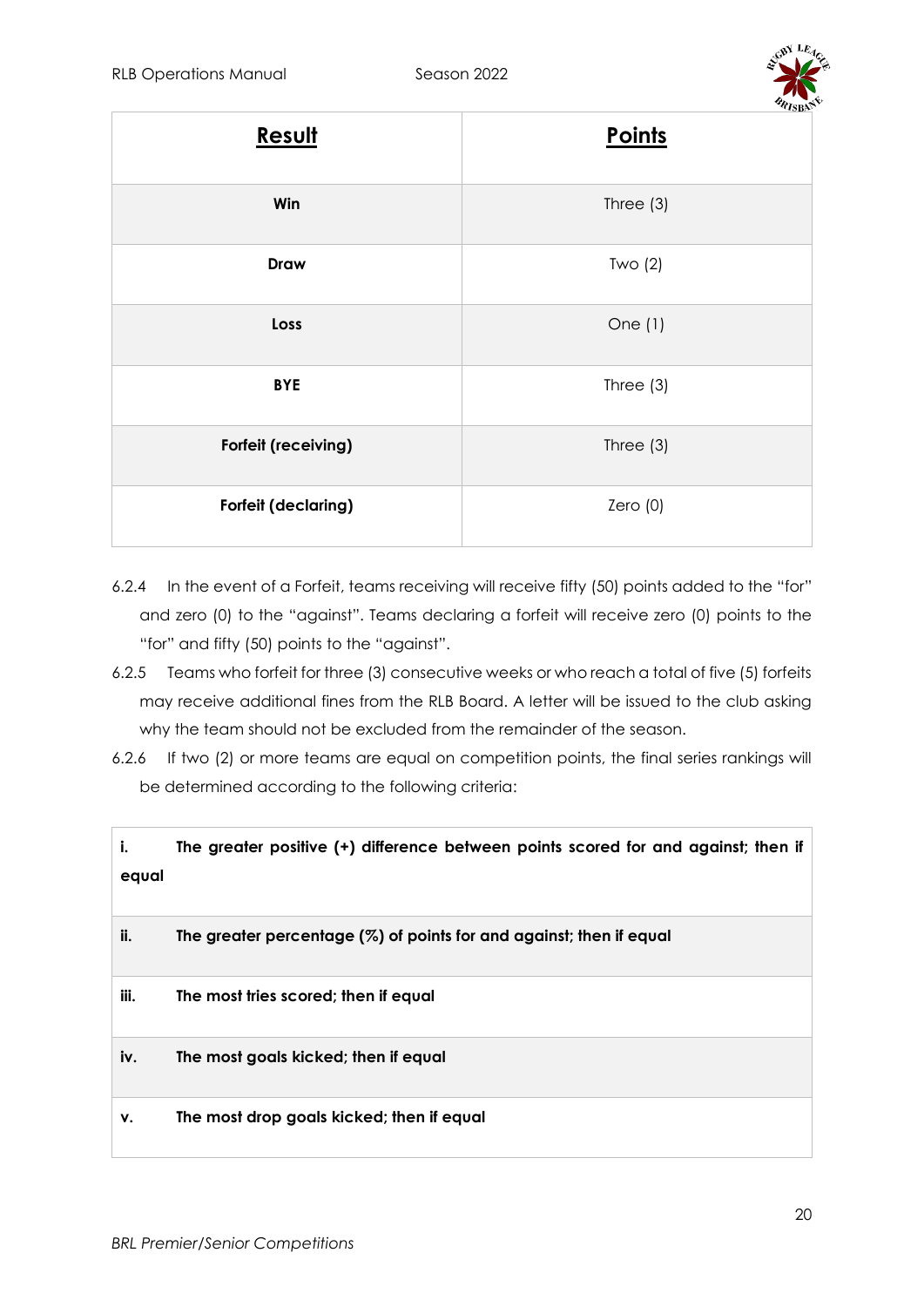| **Result** | **Points** |
| --- | --- |
| **Win** | Three (3) |
| **Draw** | Two (2) |
| **Loss** | One (1) |
| **BYE** | Three (3) |
| **Forfeit (receiving)** | Three (3) |
| **Forfeit (declaring)** | Zero (0) |

6.2.4 In the event of a Forfeit, teams receiving will receive fifty (50) points added to the "for" and zero (0) to the "against". Teams declaring a forfeit will receive zero (0) points to the "for" and fifty (50) points to the "against".

6.2.5 Teams who forfeit for three (3) consecutive weeks or who reach a total of five (5) forfeits may receive additional fines from the RLB Board. A letter will be issued to the club asking why the team should not be excluded from the remainder of the season.

6.2.6 If two (2) or more teams are equal on competition points, the final series rankings will be determined according to the following criteria:

| | |
| --- | --- |
| **i.** | **The greater positive (+) difference between points scored for and against; then if equal** |
| **ii.** | **The greater percentage (%) of points for and against; then if equal** |
| **iii.** | **The most tries scored; then if equal** |
| **iv.** | **The most goals kicked; then if equal** |
| **v.** | **The most drop goals kicked; then if equal** |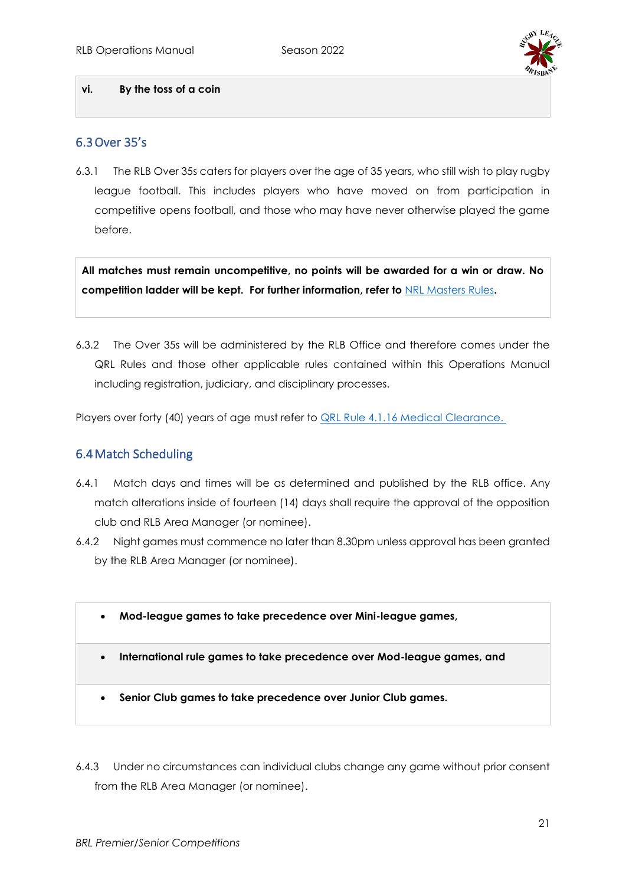| vi. | By the toss of a coin |
|---|---|

## 6.3 Over 35's

6.3.1 The RLB Over 35s caters for players over the age of 35 years, who still wish to play rugby league football. This includes players who have moved on from participation in competitive opens football, and those who may have never otherwise played the game before.

**All matches must remain uncompetitive, no points will be awarded for a win or draw. No competition ladder will be kept. For further information, refer to** [NRL Masters Rules](#)**.**

6.3.2 The Over 35s will be administered by the RLB Office and therefore comes under the QRL Rules and those other applicable rules contained within this Operations Manual including registration, judiciary, and disciplinary processes.

Players over forty (40) years of age must refer to [QRL Rule 4.1.16 Medical Clearance.](#)

## 6.4 Match Scheduling

6.4.1 Match days and times will be as determined and published by the RLB office. Any match alterations inside of fourteen (14) days shall require the approval of the opposition club and RLB Area Manager (or nominee).

6.4.2 Night games must commence no later than 8.30pm unless approval has been granted by the RLB Area Manager (or nominee).

- **Mod-league games to take precedence over Mini-league games,**
- **International rule games to take precedence over Mod-league games, and**
- **Senior Club games to take precedence over Junior Club games.**

6.4.3 Under no circumstances can individual clubs change any game without prior consent from the RLB Area Manager (or nominee).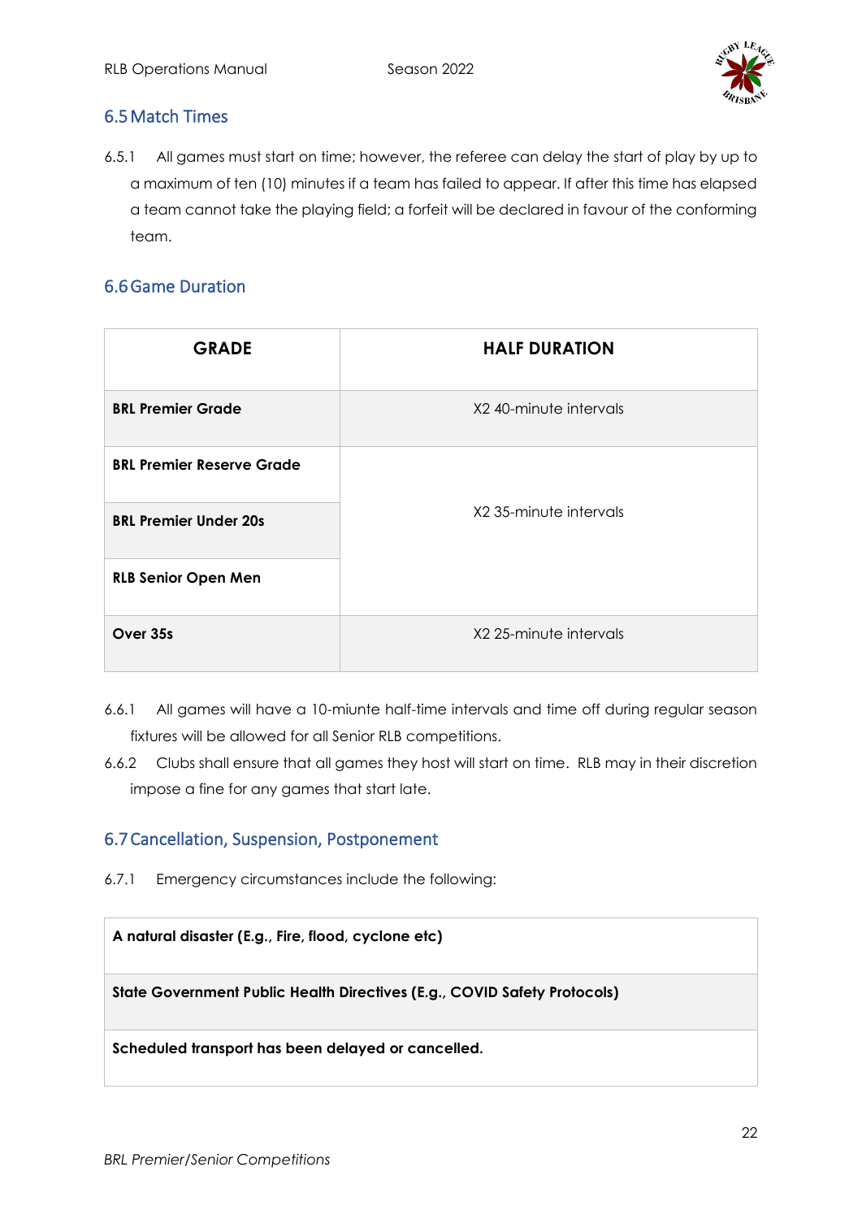## 6.5 Match Times

6.5.1 All games must start on time; however, the referee can delay the start of play by up to a maximum of ten (10) minutes if a team has failed to appear. If after this time has elapsed a team cannot take the playing field; a forfeit will be declared in favour of the conforming team.

## 6.6 Game Duration

| GRADE | HALF DURATION |
|---|---|
| **BRL Premier Grade** | X2 40-minute intervals |
| **BRL Premier Reserve Grade** | X2 35-minute intervals |
| **BRL Premier Under 20s** | |
| **RLB Senior Open Men** | |
| **Over 35s** | X2 25-minute intervals |

6.6.1 All games will have a 10-miunte half-time intervals and time off during regular season fixtures will be allowed for all Senior RLB competitions.

6.6.2 Clubs shall ensure that all games they host will start on time. RLB may in their discretion impose a fine for any games that start late.

## 6.7 Cancellation, Suspension, Postponement

6.7.1 Emergency circumstances include the following:

| A natural disaster (E.g., Fire, flood, cyclone etc) |
|---|
| **State Government Public Health Directives (E.g., COVID Safety Protocols)** |
| **Scheduled transport has been delayed or cancelled.** |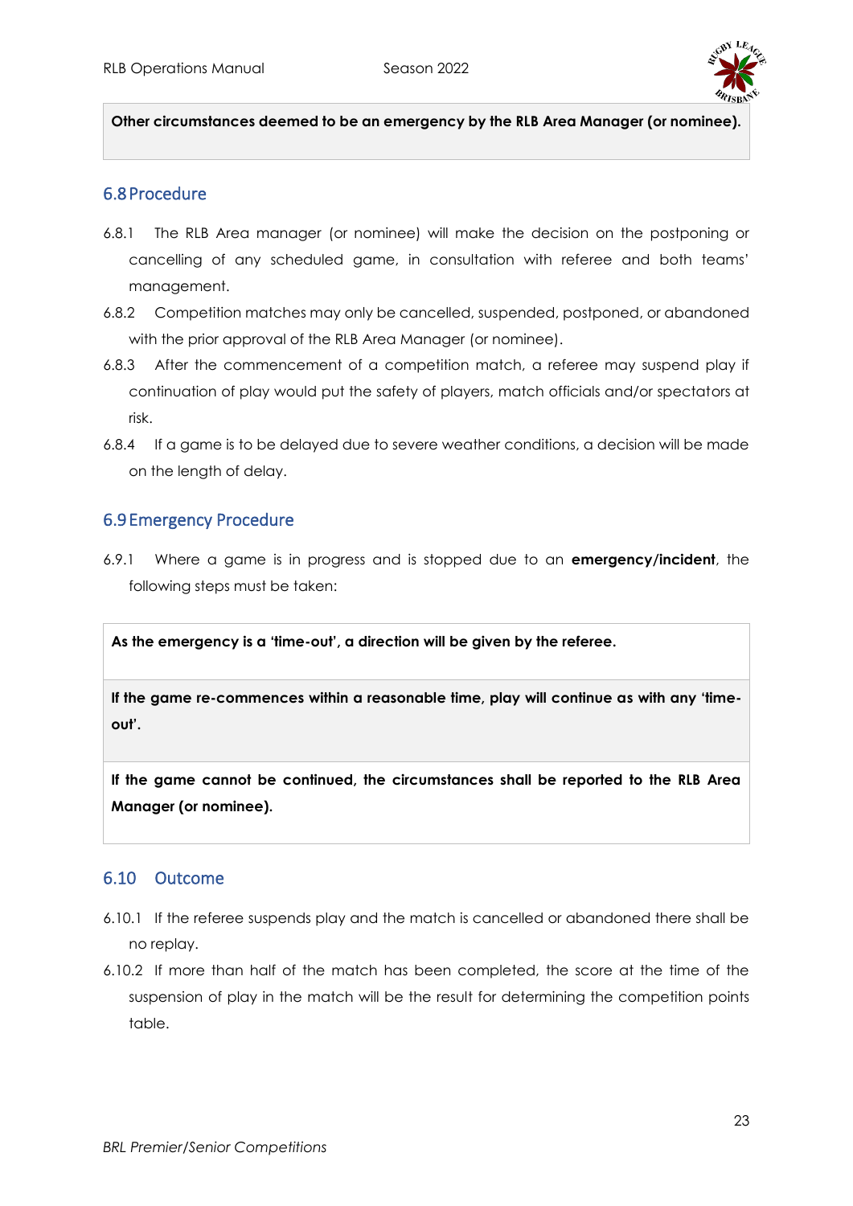**Other circumstances deemed to be an emergency by the RLB Area Manager (or nominee).**

## 6.8 Procedure

6.8.1 The RLB Area manager (or nominee) will make the decision on the postponing or cancelling of any scheduled game, in consultation with referee and both teams' management.

6.8.2 Competition matches may only be cancelled, suspended, postponed, or abandoned with the prior approval of the RLB Area Manager (or nominee).

6.8.3 After the commencement of a competition match, a referee may suspend play if continuation of play would put the safety of players, match officials and/or spectators at risk.

6.8.4 If a game is to be delayed due to severe weather conditions, a decision will be made on the length of delay.

## 6.9 Emergency Procedure

6.9.1 Where a game is in progress and is stopped due to an **emergency/incident**, the following steps must be taken:

**As the emergency is a 'time-out', a direction will be given by the referee.**

**If the game re-commences within a reasonable time, play will continue as with any 'time-out'.**

**If the game cannot be continued, the circumstances shall be reported to the RLB Area Manager (or nominee).**

## 6.10 Outcome

6.10.1 If the referee suspends play and the match is cancelled or abandoned there shall be no replay.

6.10.2 If more than half of the match has been completed, the score at the time of the suspension of play in the match will be the result for determining the competition points table.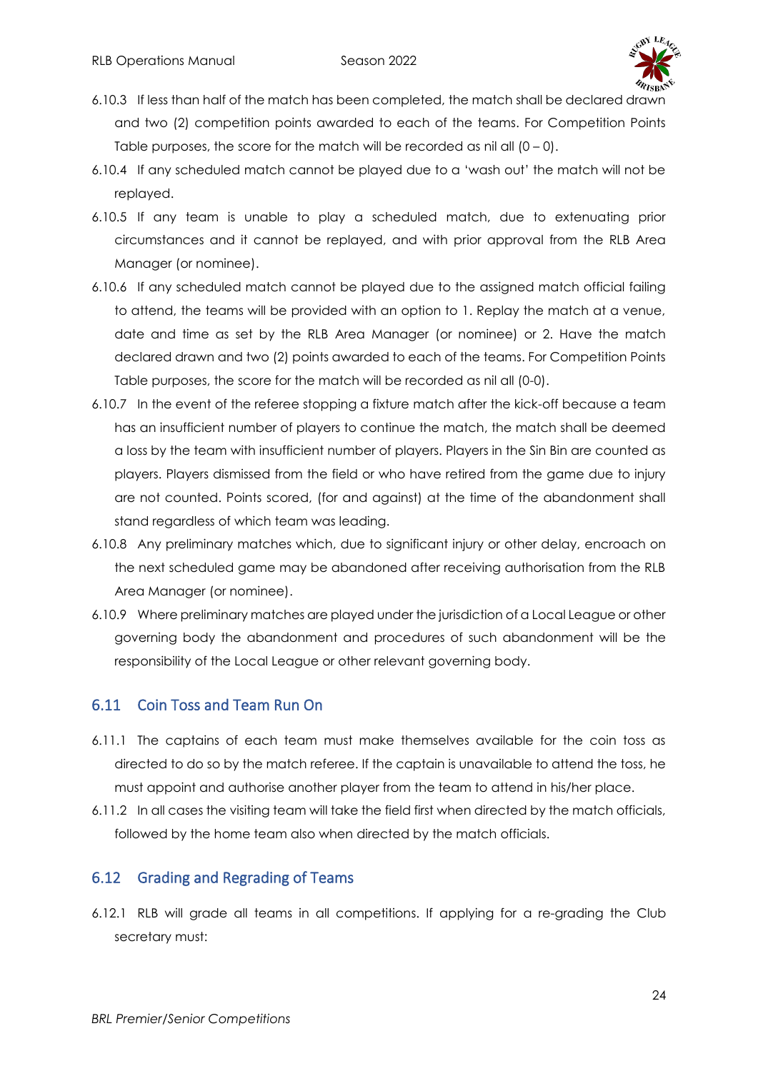6.10.3 If less than half of the match has been completed, the match shall be declared drawn and two (2) competition points awarded to each of the teams. For Competition Points Table purposes, the score for the match will be recorded as nil all (0 – 0).

6.10.4 If any scheduled match cannot be played due to a 'wash out' the match will not be replayed.

6.10.5 If any team is unable to play a scheduled match, due to extenuating prior circumstances and it cannot be replayed, and with prior approval from the RLB Area Manager (or nominee).

6.10.6 If any scheduled match cannot be played due to the assigned match official failing to attend, the teams will be provided with an option to 1. Replay the match at a venue, date and time as set by the RLB Area Manager (or nominee) or 2. Have the match declared drawn and two (2) points awarded to each of the teams. For Competition Points Table purposes, the score for the match will be recorded as nil all (0-0).

6.10.7 In the event of the referee stopping a fixture match after the kick-off because a team has an insufficient number of players to continue the match, the match shall be deemed a loss by the team with insufficient number of players. Players in the Sin Bin are counted as players. Players dismissed from the field or who have retired from the game due to injury are not counted. Points scored, (for and against) at the time of the abandonment shall stand regardless of which team was leading.

6.10.8 Any preliminary matches which, due to significant injury or other delay, encroach on the next scheduled game may be abandoned after receiving authorisation from the RLB Area Manager (or nominee).

6.10.9 Where preliminary matches are played under the jurisdiction of a Local League or other governing body the abandonment and procedures of such abandonment will be the responsibility of the Local League or other relevant governing body.

## 6.11 Coin Toss and Team Run On

6.11.1 The captains of each team must make themselves available for the coin toss as directed to do so by the match referee. If the captain is unavailable to attend the toss, he must appoint and authorise another player from the team to attend in his/her place.

6.11.2 In all cases the visiting team will take the field first when directed by the match officials, followed by the home team also when directed by the match officials.

## 6.12 Grading and Regrading of Teams

6.12.1 RLB will grade all teams in all competitions. If applying for a re-grading the Club secretary must: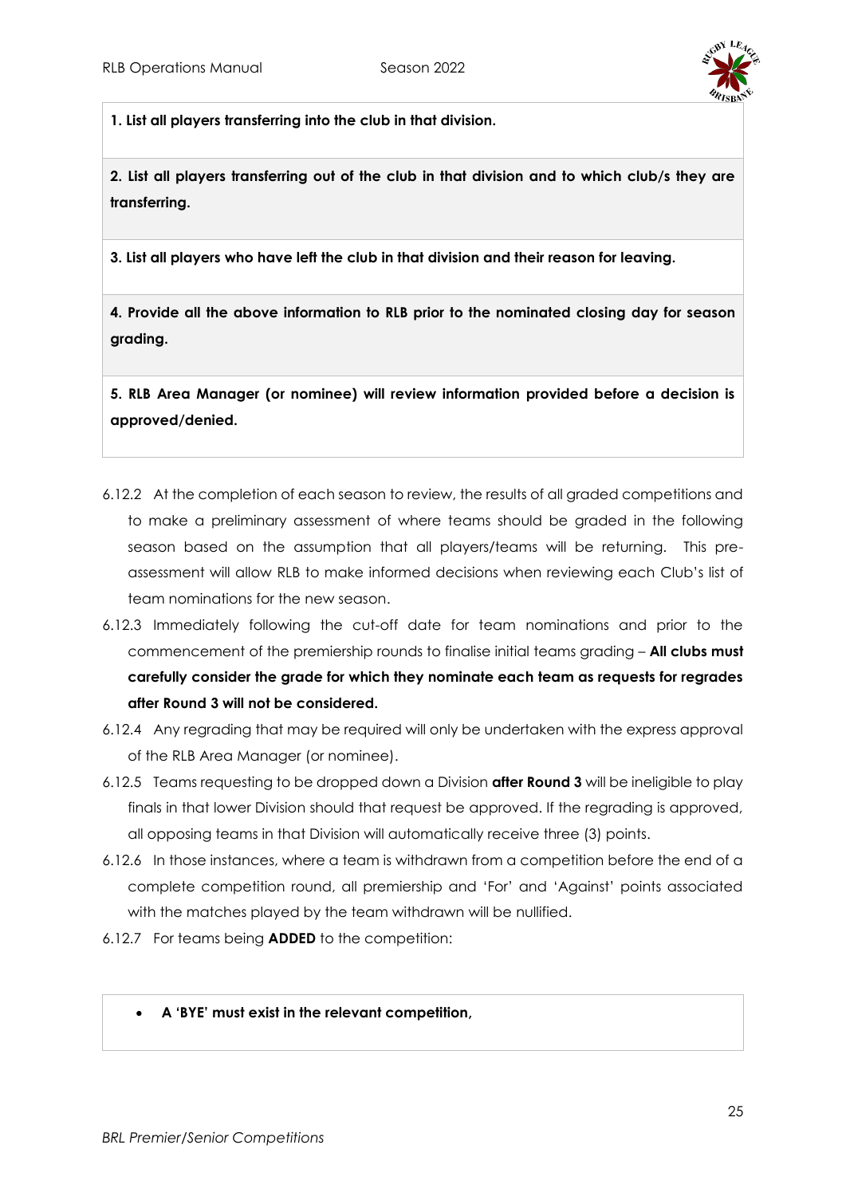| **1. List all players transferring into the club in that division.** |
|---|
| **2. List all players transferring out of the club in that division and to which club/s they are transferring.** |
| **3. List all players who have left the club in that division and their reason for leaving.** |
| **4. Provide all the above information to RLB prior to the nominated closing day for season grading.** |
| **5. RLB Area Manager (or nominee) will review information provided before a decision is approved/denied.** |

6.12.2 At the completion of each season to review, the results of all graded competitions and to make a preliminary assessment of where teams should be graded in the following season based on the assumption that all players/teams will be returning. This pre-assessment will allow RLB to make informed decisions when reviewing each Club's list of team nominations for the new season.

6.12.3 Immediately following the cut-off date for team nominations and prior to the commencement of the premiership rounds to finalise initial teams grading – **All clubs must carefully consider the grade for which they nominate each team as requests for regrades after Round 3 will not be considered.**

6.12.4 Any regrading that may be required will only be undertaken with the express approval of the RLB Area Manager (or nominee).

6.12.5 Teams requesting to be dropped down a Division **after Round 3** will be ineligible to play finals in that lower Division should that request be approved. If the regrading is approved, all opposing teams in that Division will automatically receive three (3) points.

6.12.6 In those instances, where a team is withdrawn from a competition before the end of a complete competition round, all premiership and 'For' and 'Against' points associated with the matches played by the team withdrawn will be nullified.

6.12.7 For teams being **ADDED** to the competition:

| • **A 'BYE' must exist in the relevant competition,** |
|---|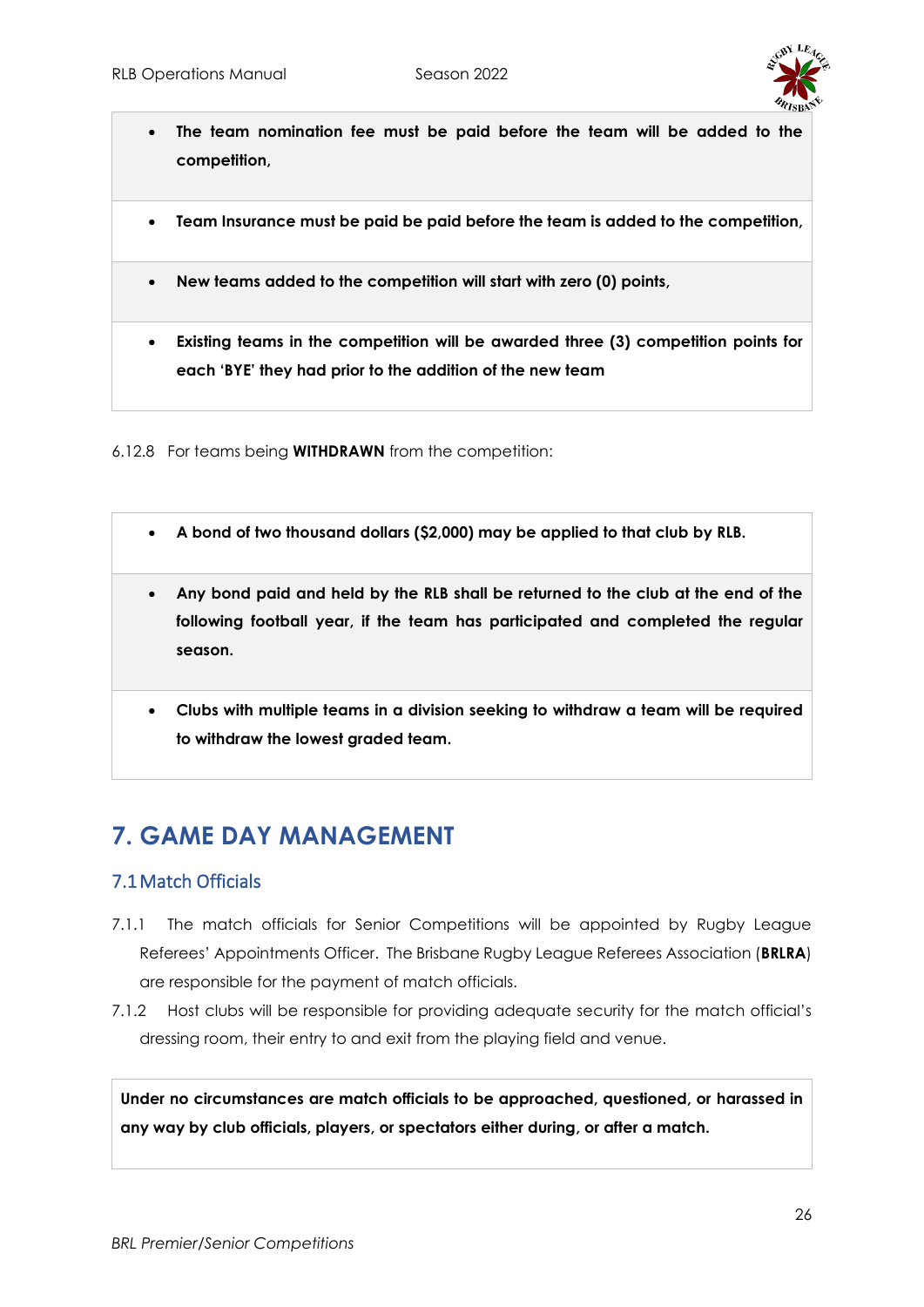- **The team nomination fee must be paid before the team will be added to the competition,**
- **Team Insurance must be paid be paid before the team is added to the competition,**
- **New teams added to the competition will start with zero (0) points,**
- **Existing teams in the competition will be awarded three (3) competition points for each 'BYE' they had prior to the addition of the new team**

6.12.8 For teams being **WITHDRAWN** from the competition:

- **A bond of two thousand dollars ($2,000) may be applied to that club by RLB.**
- **Any bond paid and held by the RLB shall be returned to the club at the end of the following football year, if the team has participated and completed the regular season.**
- **Clubs with multiple teams in a division seeking to withdraw a team will be required to withdraw the lowest graded team.**

# 7. GAME DAY MANAGEMENT

## 7.1 Match Officials

7.1.1 The match officials for Senior Competitions will be appointed by Rugby League Referees' Appointments Officer. The Brisbane Rugby League Referees Association (**BRLRA**) are responsible for the payment of match officials.

7.1.2 Host clubs will be responsible for providing adequate security for the match official's dressing room, their entry to and exit from the playing field and venue.

**Under no circumstances are match officials to be approached, questioned, or harassed in any way by club officials, players, or spectators either during, or after a match.**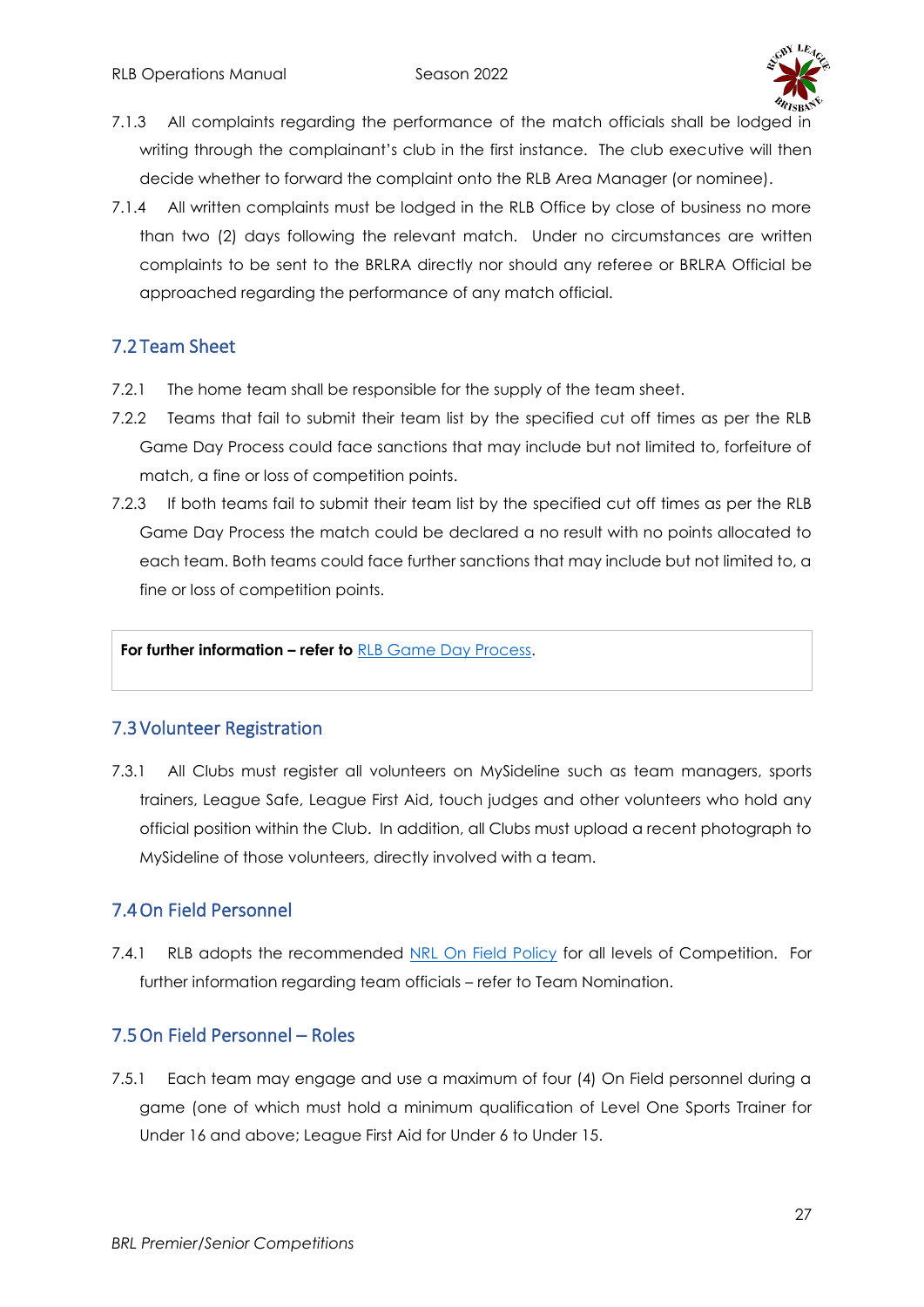7.1.3 All complaints regarding the performance of the match officials shall be lodged in writing through the complainant's club in the first instance. The club executive will then decide whether to forward the complaint onto the RLB Area Manager (or nominee).

7.1.4 All written complaints must be lodged in the RLB Office by close of business no more than two (2) days following the relevant match. Under no circumstances are written complaints to be sent to the BRLRA directly nor should any referee or BRLRA Official be approached regarding the performance of any match official.

## 7.2 Team Sheet

7.2.1 The home team shall be responsible for the supply of the team sheet.

7.2.2 Teams that fail to submit their team list by the specified cut off times as per the RLB Game Day Process could face sanctions that may include but not limited to, forfeiture of match, a fine or loss of competition points.

7.2.3 If both teams fail to submit their team list by the specified cut off times as per the RLB Game Day Process the match could be declared a no result with no points allocated to each team. Both teams could face further sanctions that may include but not limited to, a fine or loss of competition points.

**For further information – refer to** RLB Game Day Process.

## 7.3 Volunteer Registration

7.3.1 All Clubs must register all volunteers on MySideline such as team managers, sports trainers, League Safe, League First Aid, touch judges and other volunteers who hold any official position within the Club. In addition, all Clubs must upload a recent photograph to MySideline of those volunteers, directly involved with a team.

## 7.4 On Field Personnel

7.4.1 RLB adopts the recommended NRL On Field Policy for all levels of Competition. For further information regarding team officials – refer to Team Nomination.

## 7.5 On Field Personnel – Roles

7.5.1 Each team may engage and use a maximum of four (4) On Field personnel during a game (one of which must hold a minimum qualification of Level One Sports Trainer for Under 16 and above; League First Aid for Under 6 to Under 15.

*BRL Premier/Senior Competitions*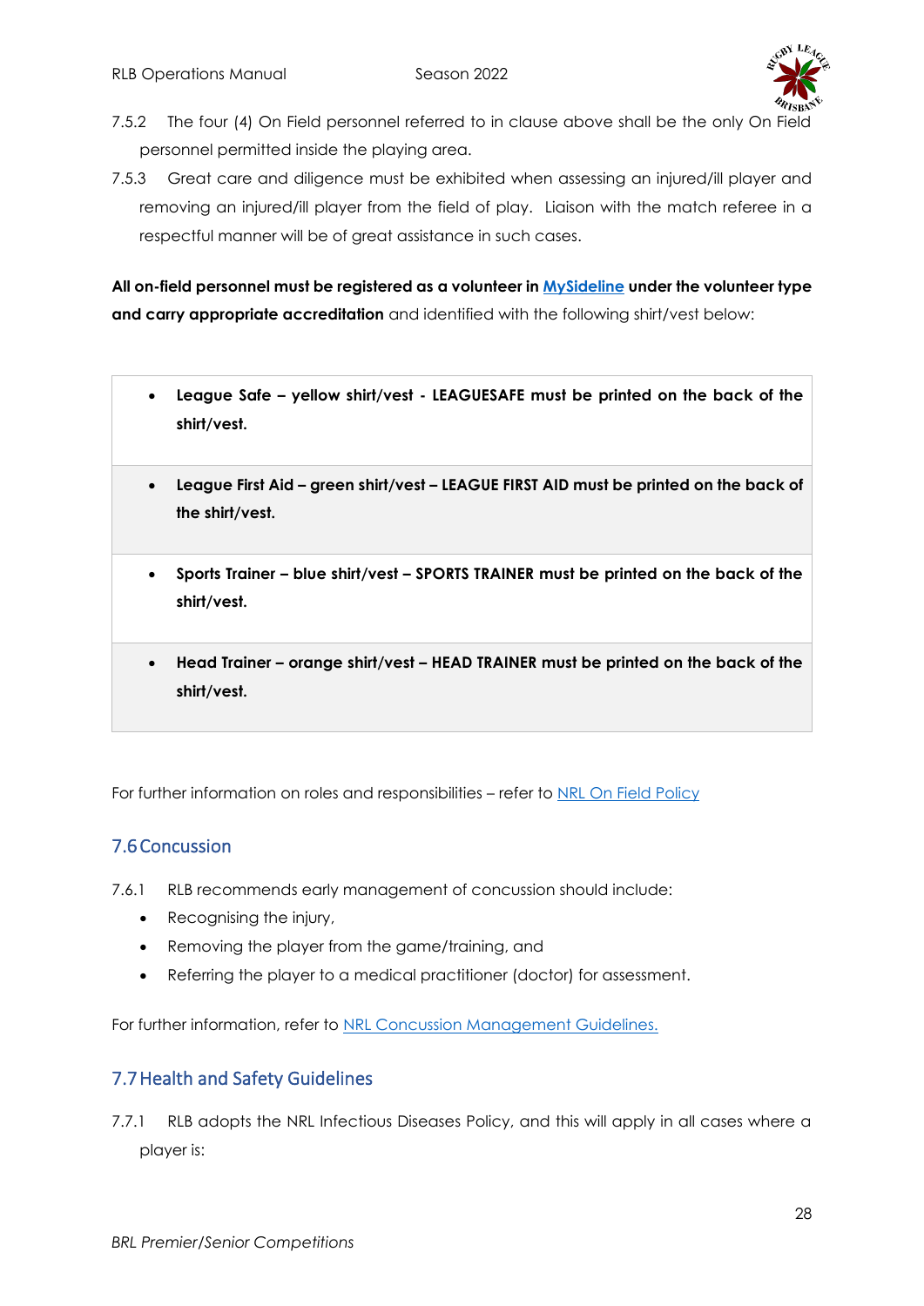7.5.2 The four (4) On Field personnel referred to in clause above shall be the only On Field personnel permitted inside the playing area.

7.5.3 Great care and diligence must be exhibited when assessing an injured/ill player and removing an injured/ill player from the field of play. Liaison with the match referee in a respectful manner will be of great assistance in such cases.

**All on-field personnel must be registered as a volunteer in [MySideline](#) under the volunteer type and carry appropriate accreditation** and identified with the following shirt/vest below:

- **League Safe – yellow shirt/vest - LEAGUESAFE must be printed on the back of the shirt/vest.**
- **League First Aid – green shirt/vest – LEAGUE FIRST AID must be printed on the back of the shirt/vest.**
- **Sports Trainer – blue shirt/vest – SPORTS TRAINER must be printed on the back of the shirt/vest.**
- **Head Trainer – orange shirt/vest – HEAD TRAINER must be printed on the back of the shirt/vest.**

For further information on roles and responsibilities – refer to [NRL On Field Policy](#)

## 7.6 Concussion

7.6.1 RLB recommends early management of concussion should include:

- Recognising the injury,
- Removing the player from the game/training, and
- Referring the player to a medical practitioner (doctor) for assessment.

For further information, refer to [NRL Concussion Management Guidelines.](#)

## 7.7 Health and Safety Guidelines

7.7.1 RLB adopts the NRL Infectious Diseases Policy, and this will apply in all cases where a player is: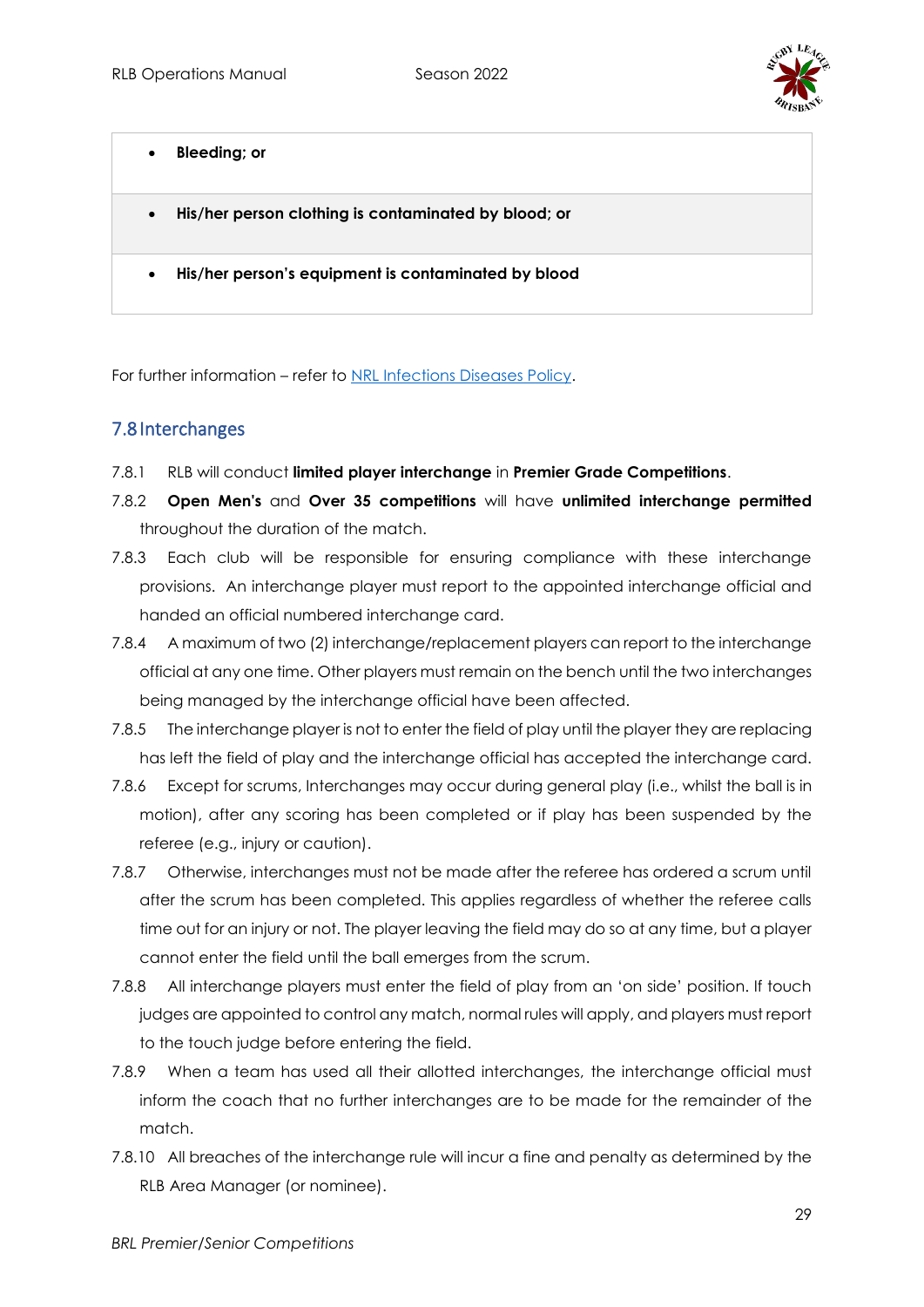| |
|---|
| - **Bleeding; or** |
| - **His/her person clothing is contaminated by blood; or** |
| - **His/her person's equipment is contaminated by blood** |

For further information – refer to [NRL Infections Diseases Policy](NRL Infections Diseases Policy).

## 7.8 Interchanges

7.8.1 RLB will conduct **limited player interchange** in **Premier Grade Competitions**.

7.8.2 **Open Men's** and **Over 35 competitions** will have **unlimited interchange permitted** throughout the duration of the match.

7.8.3 Each club will be responsible for ensuring compliance with these interchange provisions. An interchange player must report to the appointed interchange official and handed an official numbered interchange card.

7.8.4 A maximum of two (2) interchange/replacement players can report to the interchange official at any one time. Other players must remain on the bench until the two interchanges being managed by the interchange official have been affected.

7.8.5 The interchange player is not to enter the field of play until the player they are replacing has left the field of play and the interchange official has accepted the interchange card.

7.8.6 Except for scrums, Interchanges may occur during general play (i.e., whilst the ball is in motion), after any scoring has been completed or if play has been suspended by the referee (e.g., injury or caution).

7.8.7 Otherwise, interchanges must not be made after the referee has ordered a scrum until after the scrum has been completed. This applies regardless of whether the referee calls time out for an injury or not. The player leaving the field may do so at any time, but a player cannot enter the field until the ball emerges from the scrum.

7.8.8 All interchange players must enter the field of play from an 'on side' position. If touch judges are appointed to control any match, normal rules will apply, and players must report to the touch judge before entering the field.

7.8.9 When a team has used all their allotted interchanges, the interchange official must inform the coach that no further interchanges are to be made for the remainder of the match.

7.8.10 All breaches of the interchange rule will incur a fine and penalty as determined by the RLB Area Manager (or nominee).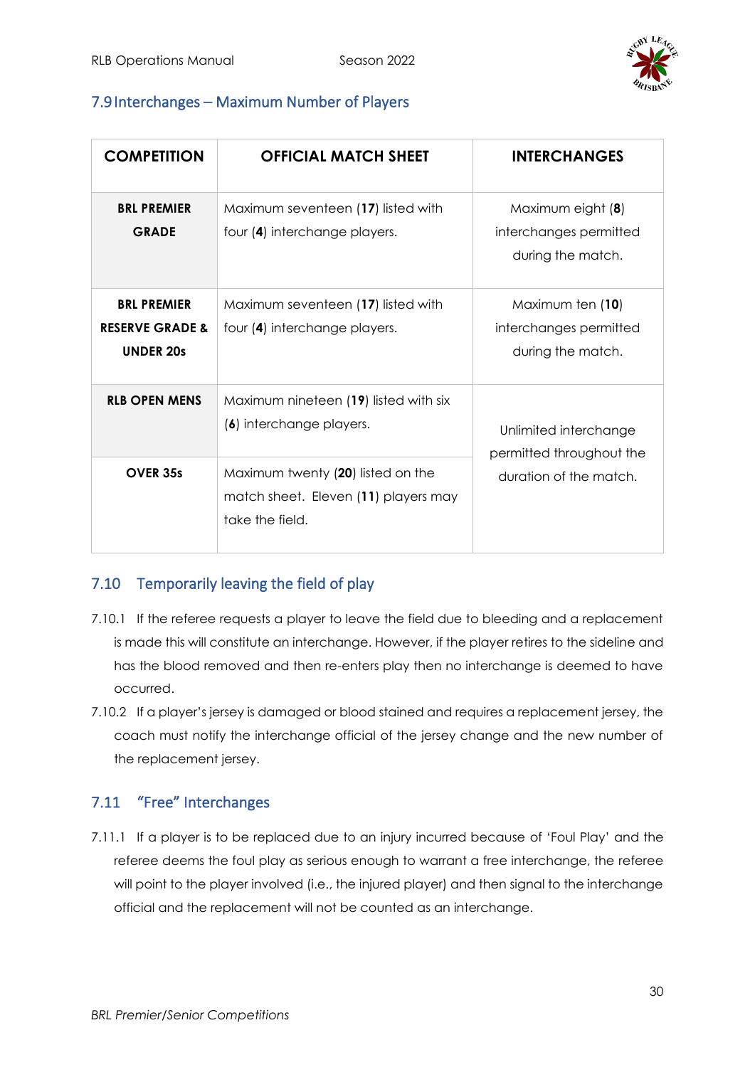## 7.9 Interchanges – Maximum Number of Players

| COMPETITION | OFFICIAL MATCH SHEET | INTERCHANGES |
|---|---|---|
| **BRL PREMIER GRADE** | Maximum seventeen (**17**) listed with four (**4**) interchange players. | Maximum eight (**8**) interchanges permitted during the match. |
| **BRL PREMIER RESERVE GRADE & UNDER 20s** | Maximum seventeen (**17**) listed with four (**4**) interchange players. | Maximum ten (**10**) interchanges permitted during the match. |
| **RLB OPEN MENS** | Maximum nineteen (**19**) listed with six (**6**) interchange players. | Unlimited interchange permitted throughout the duration of the match. |
| **OVER 35s** | Maximum twenty (**20**) listed on the match sheet. Eleven (**11**) players may take the field. | |

## 7.10 Temporarily leaving the field of play

7.10.1 If the referee requests a player to leave the field due to bleeding and a replacement is made this will constitute an interchange. However, if the player retires to the sideline and has the blood removed and then re-enters play then no interchange is deemed to have occurred.

7.10.2 If a player's jersey is damaged or blood stained and requires a replacement jersey, the coach must notify the interchange official of the jersey change and the new number of the replacement jersey.

## 7.11 "Free" Interchanges

7.11.1 If a player is to be replaced due to an injury incurred because of 'Foul Play' and the referee deems the foul play as serious enough to warrant a free interchange, the referee will point to the player involved (i.e., the injured player) and then signal to the interchange official and the replacement will not be counted as an interchange.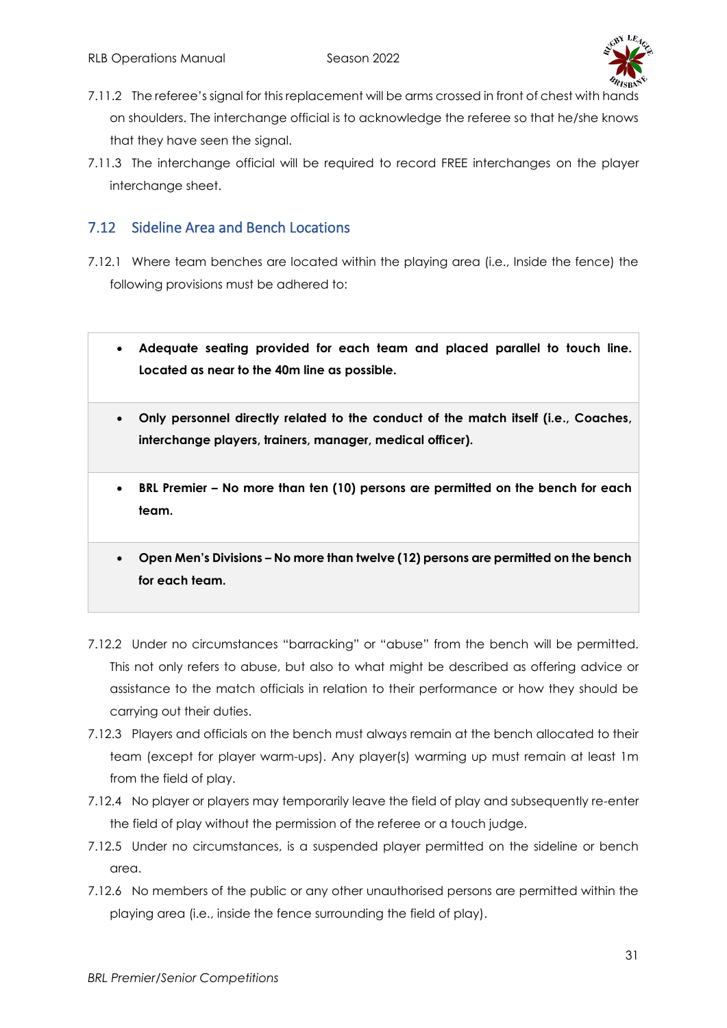7.11.2 The referee's signal for this replacement will be arms crossed in front of chest with hands on shoulders. The interchange official is to acknowledge the referee so that he/she knows that they have seen the signal.

7.11.3 The interchange official will be required to record FREE interchanges on the player interchange sheet.

## 7.12 Sideline Area and Bench Locations

7.12.1 Where team benches are located within the playing area (i.e., Inside the fence) the following provisions must be adhered to:

- **Adequate seating provided for each team and placed parallel to touch line. Located as near to the 40m line as possible.**
- **Only personnel directly related to the conduct of the match itself (i.e., Coaches, interchange players, trainers, manager, medical officer).**
- **BRL Premier – No more than ten (10) persons are permitted on the bench for each team.**
- **Open Men's Divisions – No more than twelve (12) persons are permitted on the bench for each team.**

7.12.2 Under no circumstances "barracking" or "abuse" from the bench will be permitted. This not only refers to abuse, but also to what might be described as offering advice or assistance to the match officials in relation to their performance or how they should be carrying out their duties.

7.12.3 Players and officials on the bench must always remain at the bench allocated to their team (except for player warm-ups). Any player(s) warming up must remain at least 1m from the field of play.

7.12.4 No player or players may temporarily leave the field of play and subsequently re-enter the field of play without the permission of the referee or a touch judge.

7.12.5 Under no circumstances, is a suspended player permitted on the sideline or bench area.

7.12.6 No members of the public or any other unauthorised persons are permitted within the playing area (i.e., inside the fence surrounding the field of play).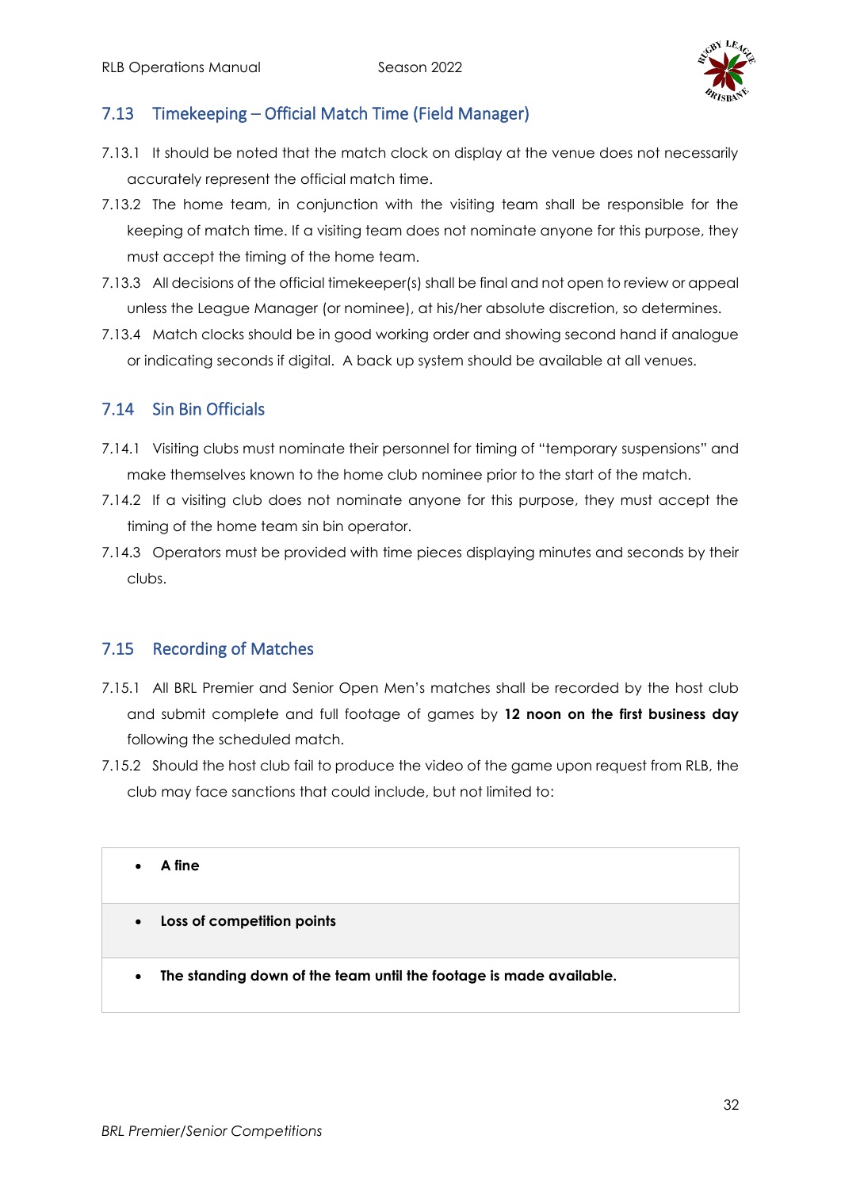## 7.13 Timekeeping – Official Match Time (Field Manager)

7.13.1 It should be noted that the match clock on display at the venue does not necessarily accurately represent the official match time.

7.13.2 The home team, in conjunction with the visiting team shall be responsible for the keeping of match time. If a visiting team does not nominate anyone for this purpose, they must accept the timing of the home team.

7.13.3 All decisions of the official timekeeper(s) shall be final and not open to review or appeal unless the League Manager (or nominee), at his/her absolute discretion, so determines.

7.13.4 Match clocks should be in good working order and showing second hand if analogue or indicating seconds if digital. A back up system should be available at all venues.

## 7.14 Sin Bin Officials

7.14.1 Visiting clubs must nominate their personnel for timing of "temporary suspensions" and make themselves known to the home club nominee prior to the start of the match.

7.14.2 If a visiting club does not nominate anyone for this purpose, they must accept the timing of the home team sin bin operator.

7.14.3 Operators must be provided with time pieces displaying minutes and seconds by their clubs.

## 7.15 Recording of Matches

7.15.1 All BRL Premier and Senior Open Men's matches shall be recorded by the host club and submit complete and full footage of games by **12 noon on the first business day** following the scheduled match.

7.15.2 Should the host club fail to produce the video of the game upon request from RLB, the club may face sanctions that could include, but not limited to:

- **A fine**
- **Loss of competition points**
- **The standing down of the team until the footage is made available.**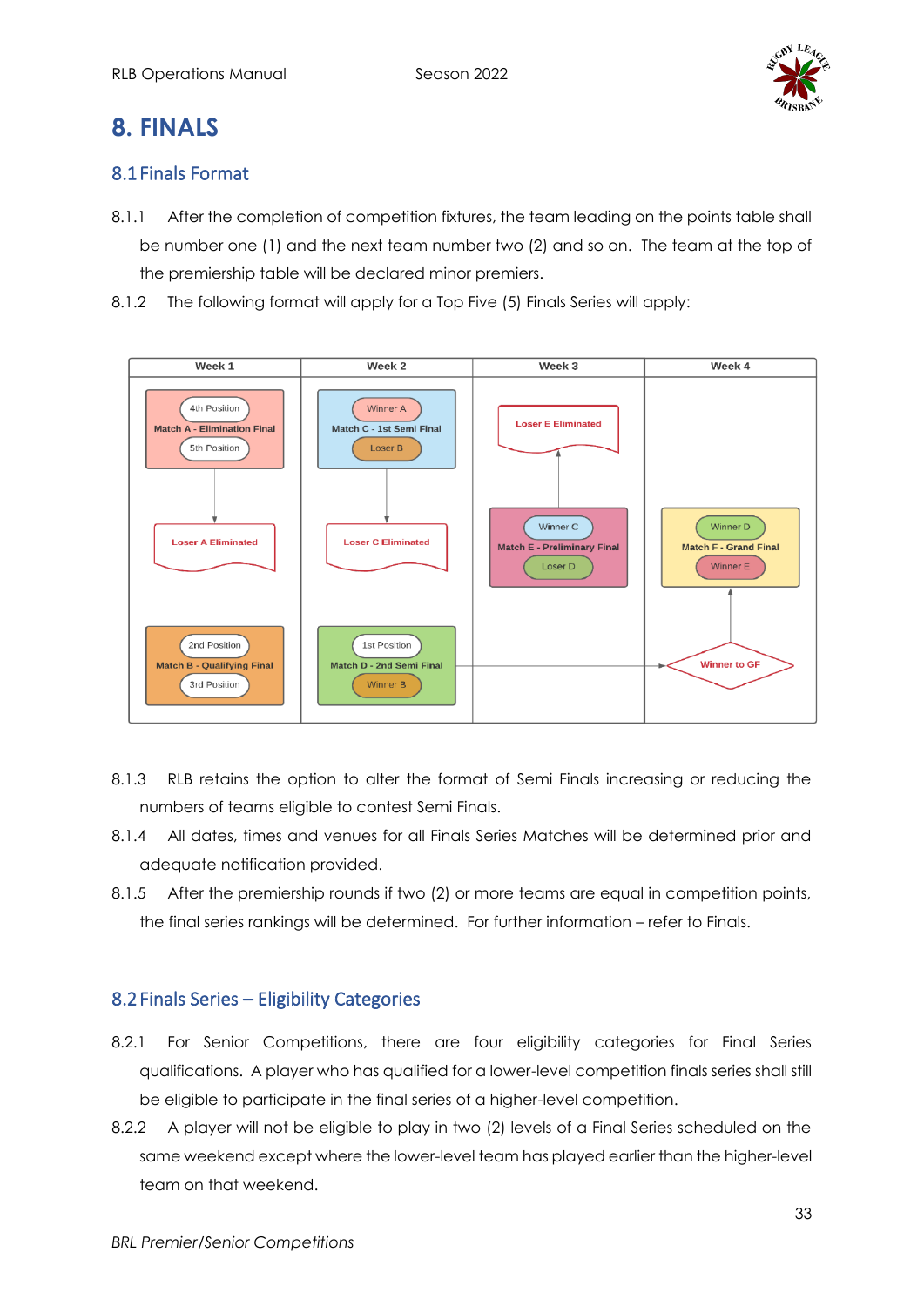# 8. FINALS

## 8.1 Finals Format

8.1.1 After the completion of competition fixtures, the team leading on the points table shall be number one (1) and the next team number two (2) and so on. The team at the top of the premiership table will be declared minor premiers.

8.1.2 The following format will apply for a Top Five (5) Finals Series will apply:

| Week 1 | Week 2 | Week 3 | Week 4 |
|---|---|---|---|
| **Match A - Elimination Final**: 4th Position v 5th Position | **Match C - 1st Semi Final**: Winner A v Loser B | Loser E Eliminated | |
| Loser A Eliminated | Loser C Eliminated | **Match E - Preliminary Final**: Winner C v Loser D | **Match F - Grand Final**: Winner D v Winner E |
| **Match B - Qualifying Final**: 2nd Position v 3rd Position | **Match D - 2nd Semi Final**: 1st Position v Winner B | | Winner to GF |

8.1.3 RLB retains the option to alter the format of Semi Finals increasing or reducing the numbers of teams eligible to contest Semi Finals.

8.1.4 All dates, times and venues for all Finals Series Matches will be determined prior and adequate notification provided.

8.1.5 After the premiership rounds if two (2) or more teams are equal in competition points, the final series rankings will be determined. For further information – refer to Finals.

## 8.2 Finals Series – Eligibility Categories

8.2.1 For Senior Competitions, there are four eligibility categories for Final Series qualifications. A player who has qualified for a lower-level competition finals series shall still be eligible to participate in the final series of a higher-level competition.

8.2.2 A player will not be eligible to play in two (2) levels of a Final Series scheduled on the same weekend except where the lower-level team has played earlier than the higher-level team on that weekend.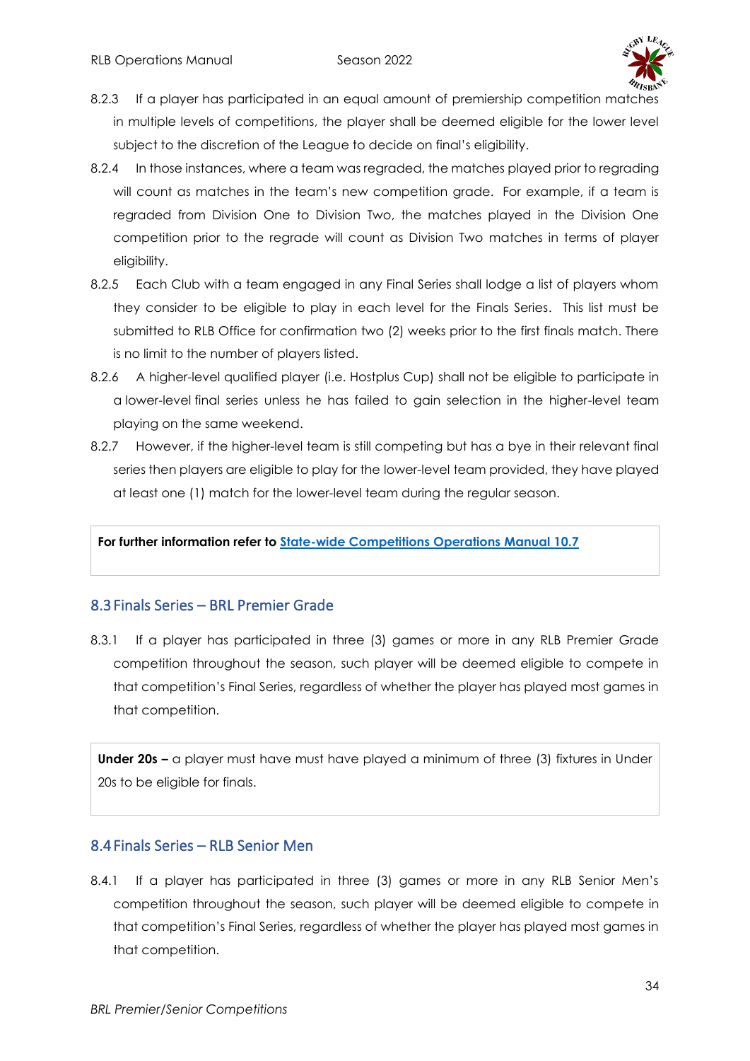8.2.3 If a player has participated in an equal amount of premiership competition matches in multiple levels of competitions, the player shall be deemed eligible for the lower level subject to the discretion of the League to decide on final's eligibility.

8.2.4 In those instances, where a team was regraded, the matches played prior to regrading will count as matches in the team's new competition grade. For example, if a team is regraded from Division One to Division Two, the matches played in the Division One competition prior to the regrade will count as Division Two matches in terms of player eligibility.

8.2.5 Each Club with a team engaged in any Final Series shall lodge a list of players whom they consider to be eligible to play in each level for the Finals Series. This list must be submitted to RLB Office for confirmation two (2) weeks prior to the first finals match. There is no limit to the number of players listed.

8.2.6 A higher-level qualified player (i.e. Hostplus Cup) shall not be eligible to participate in a lower-level final series unless he has failed to gain selection in the higher-level team playing on the same weekend.

8.2.7 However, if the higher-level team is still competing but has a bye in their relevant final series then players are eligible to play for the lower-level team provided, they have played at least one (1) match for the lower-level team during the regular season.

**For further information refer to [State-wide Competitions Operations Manual 10.7]**

## 8.3 Finals Series – BRL Premier Grade

8.3.1 If a player has participated in three (3) games or more in any RLB Premier Grade competition throughout the season, such player will be deemed eligible to compete in that competition's Final Series, regardless of whether the player has played most games in that competition.

**Under 20s –** a player must have must have played a minimum of three (3) fixtures in Under 20s to be eligible for finals.

## 8.4 Finals Series – RLB Senior Men

8.4.1 If a player has participated in three (3) games or more in any RLB Senior Men's competition throughout the season, such player will be deemed eligible to compete in that competition's Final Series, regardless of whether the player has played most games in that competition.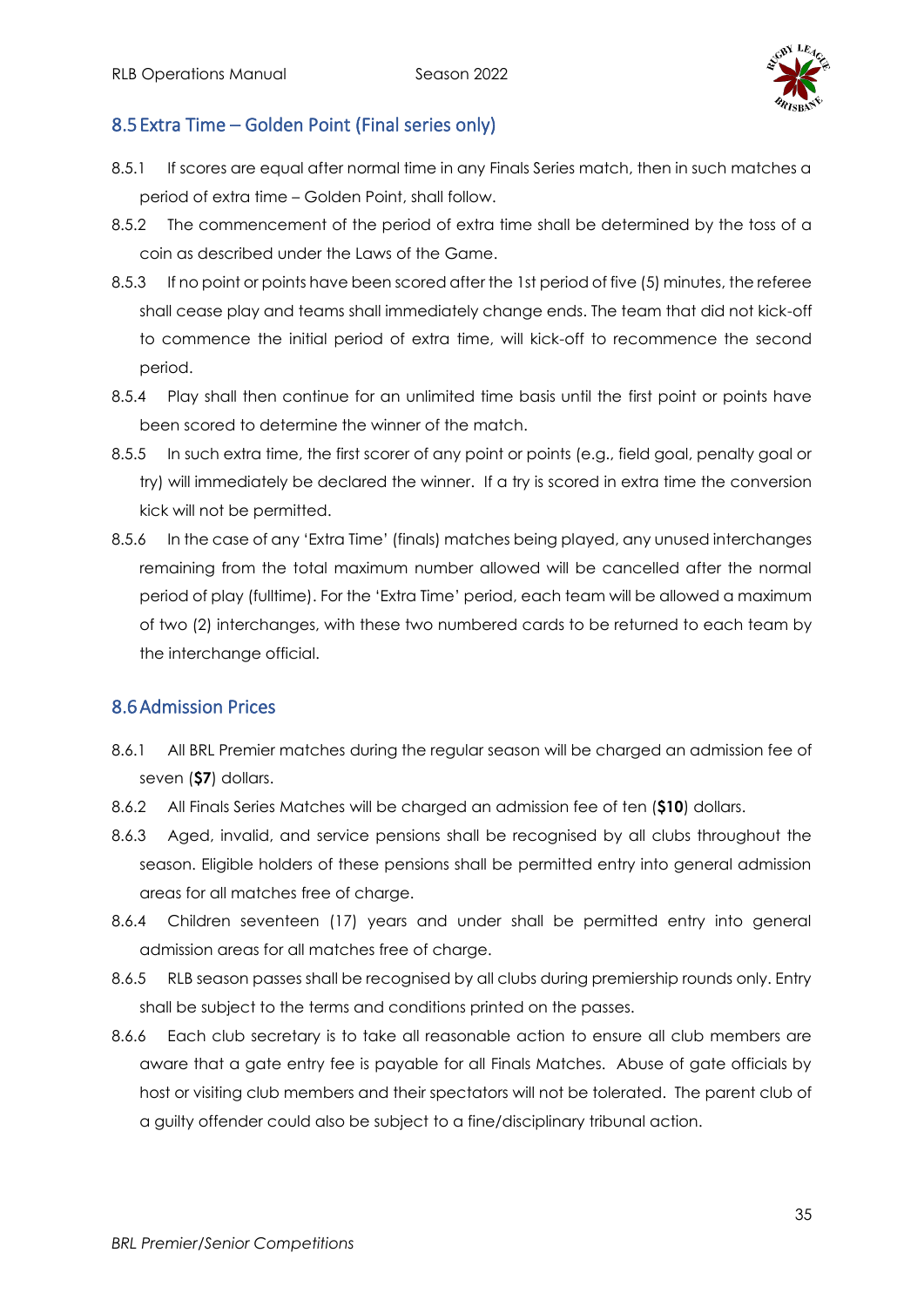## 8.5 Extra Time – Golden Point (Final series only)

8.5.1 If scores are equal after normal time in any Finals Series match, then in such matches a period of extra time – Golden Point, shall follow.

8.5.2 The commencement of the period of extra time shall be determined by the toss of a coin as described under the Laws of the Game.

8.5.3 If no point or points have been scored after the 1st period of five (5) minutes, the referee shall cease play and teams shall immediately change ends. The team that did not kick-off to commence the initial period of extra time, will kick-off to recommence the second period.

8.5.4 Play shall then continue for an unlimited time basis until the first point or points have been scored to determine the winner of the match.

8.5.5 In such extra time, the first scorer of any point or points (e.g., field goal, penalty goal or try) will immediately be declared the winner. If a try is scored in extra time the conversion kick will not be permitted.

8.5.6 In the case of any 'Extra Time' (finals) matches being played, any unused interchanges remaining from the total maximum number allowed will be cancelled after the normal period of play (fulltime). For the 'Extra Time' period, each team will be allowed a maximum of two (2) interchanges, with these two numbered cards to be returned to each team by the interchange official.

## 8.6 Admission Prices

8.6.1 All BRL Premier matches during the regular season will be charged an admission fee of seven (**$7**) dollars.

8.6.2 All Finals Series Matches will be charged an admission fee of ten (**$10**) dollars.

8.6.3 Aged, invalid, and service pensions shall be recognised by all clubs throughout the season. Eligible holders of these pensions shall be permitted entry into general admission areas for all matches free of charge.

8.6.4 Children seventeen (17) years and under shall be permitted entry into general admission areas for all matches free of charge.

8.6.5 RLB season passes shall be recognised by all clubs during premiership rounds only. Entry shall be subject to the terms and conditions printed on the passes.

8.6.6 Each club secretary is to take all reasonable action to ensure all club members are aware that a gate entry fee is payable for all Finals Matches. Abuse of gate officials by host or visiting club members and their spectators will not be tolerated. The parent club of a guilty offender could also be subject to a fine/disciplinary tribunal action.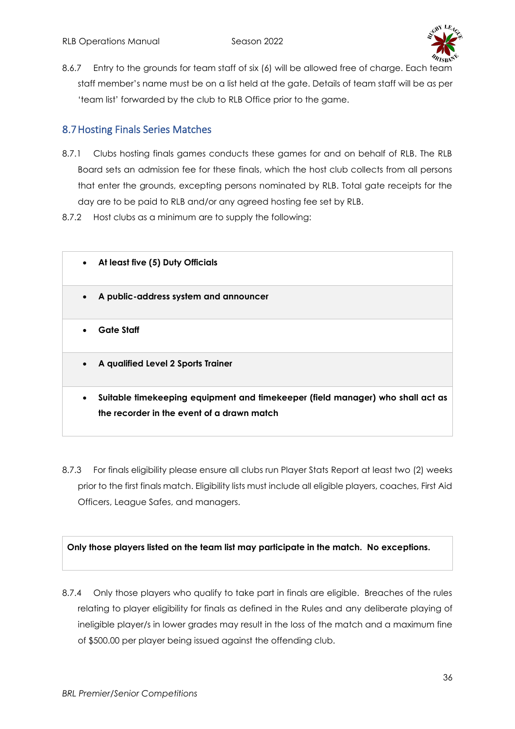8.6.7 Entry to the grounds for team staff of six (6) will be allowed free of charge. Each team staff member's name must be on a list held at the gate. Details of team staff will be as per 'team list' forwarded by the club to RLB Office prior to the game.

## 8.7 Hosting Finals Series Matches

8.7.1 Clubs hosting finals games conducts these games for and on behalf of RLB. The RLB Board sets an admission fee for these finals, which the host club collects from all persons that enter the grounds, excepting persons nominated by RLB. Total gate receipts for the day are to be paid to RLB and/or any agreed hosting fee set by RLB.

8.7.2 Host clubs as a minimum are to supply the following:

- **At least five (5) Duty Officials**
- **A public-address system and announcer**
- **Gate Staff**
- **A qualified Level 2 Sports Trainer**
- **Suitable timekeeping equipment and timekeeper (field manager) who shall act as the recorder in the event of a drawn match**

8.7.3 For finals eligibility please ensure all clubs run Player Stats Report at least two (2) weeks prior to the first finals match. Eligibility lists must include all eligible players, coaches, First Aid Officers, League Safes, and managers.

**Only those players listed on the team list may participate in the match. No exceptions.**

8.7.4 Only those players who qualify to take part in finals are eligible. Breaches of the rules relating to player eligibility for finals as defined in the Rules and any deliberate playing of ineligible player/s in lower grades may result in the loss of the match and a maximum fine of $500.00 per player being issued against the offending club.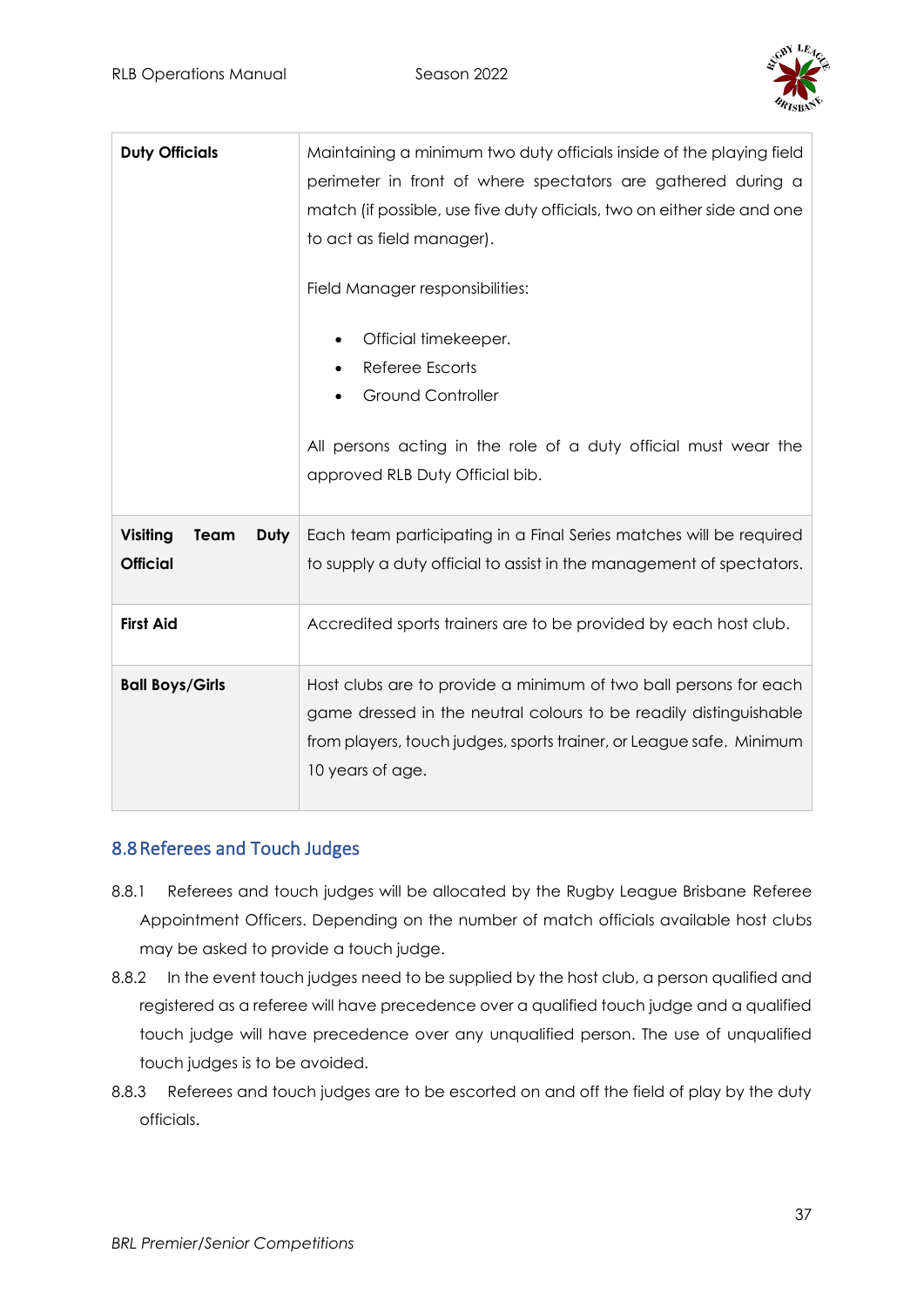| | |
|---|---|
| **Duty Officials** | Maintaining a minimum two duty officials inside of the playing field perimeter in front of where spectators are gathered during a match (if possible, use five duty officials, two on either side and one to act as field manager).<br><br>Field Manager responsibilities:<br><br>• Official timekeeper.<br>• Referee Escorts<br>• Ground Controller<br><br>All persons acting in the role of a duty official must wear the approved RLB Duty Official bib. |
| **Visiting Team Duty Official** | Each team participating in a Final Series matches will be required to supply a duty official to assist in the management of spectators. |
| **First Aid** | Accredited sports trainers are to be provided by each host club. |
| **Ball Boys/Girls** | Host clubs are to provide a minimum of two ball persons for each game dressed in the neutral colours to be readily distinguishable from players, touch judges, sports trainer, or League safe. Minimum 10 years of age. |

## 8.8 Referees and Touch Judges

8.8.1 Referees and touch judges will be allocated by the Rugby League Brisbane Referee Appointment Officers. Depending on the number of match officials available host clubs may be asked to provide a touch judge.

8.8.2 In the event touch judges need to be supplied by the host club, a person qualified and registered as a referee will have precedence over a qualified touch judge and a qualified touch judge will have precedence over any unqualified person. The use of unqualified touch judges is to be avoided.

8.8.3 Referees and touch judges are to be escorted on and off the field of play by the duty officials.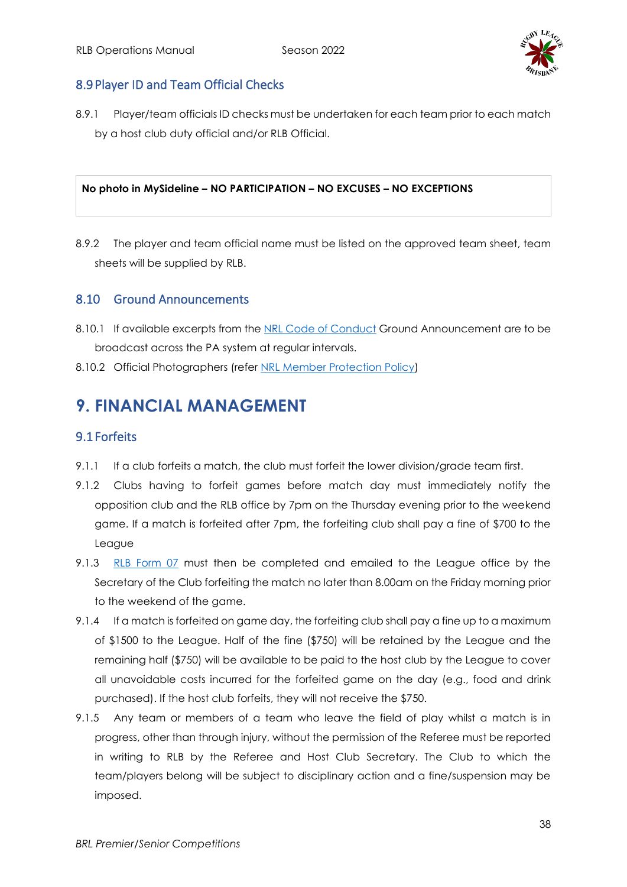## 8.9 Player ID and Team Official Checks

8.9.1 Player/team officials ID checks must be undertaken for each team prior to each match by a host club duty official and/or RLB Official.

**No photo in MySideline – NO PARTICIPATION – NO EXCUSES – NO EXCEPTIONS**

8.9.2 The player and team official name must be listed on the approved team sheet, team sheets will be supplied by RLB.

## 8.10 Ground Announcements

8.10.1 If available excerpts from the NRL Code of Conduct Ground Announcement are to be broadcast across the PA system at regular intervals.

8.10.2 Official Photographers (refer NRL Member Protection Policy)

# 9. FINANCIAL MANAGEMENT

## 9.1 Forfeits

9.1.1 If a club forfeits a match, the club must forfeit the lower division/grade team first.

9.1.2 Clubs having to forfeit games before match day must immediately notify the opposition club and the RLB office by 7pm on the Thursday evening prior to the weekend game. If a match is forfeited after 7pm, the forfeiting club shall pay a fine of $700 to the League

9.1.3 RLB Form 07 must then be completed and emailed to the League office by the Secretary of the Club forfeiting the match no later than 8.00am on the Friday morning prior to the weekend of the game.

9.1.4 If a match is forfeited on game day, the forfeiting club shall pay a fine up to a maximum of $1500 to the League. Half of the fine ($750) will be retained by the League and the remaining half ($750) will be available to be paid to the host club by the League to cover all unavoidable costs incurred for the forfeited game on the day (e.g., food and drink purchased). If the host club forfeits, they will not receive the $750.

9.1.5 Any team or members of a team who leave the field of play whilst a match is in progress, other than through injury, without the permission of the Referee must be reported in writing to RLB by the Referee and Host Club Secretary. The Club to which the team/players belong will be subject to disciplinary action and a fine/suspension may be imposed.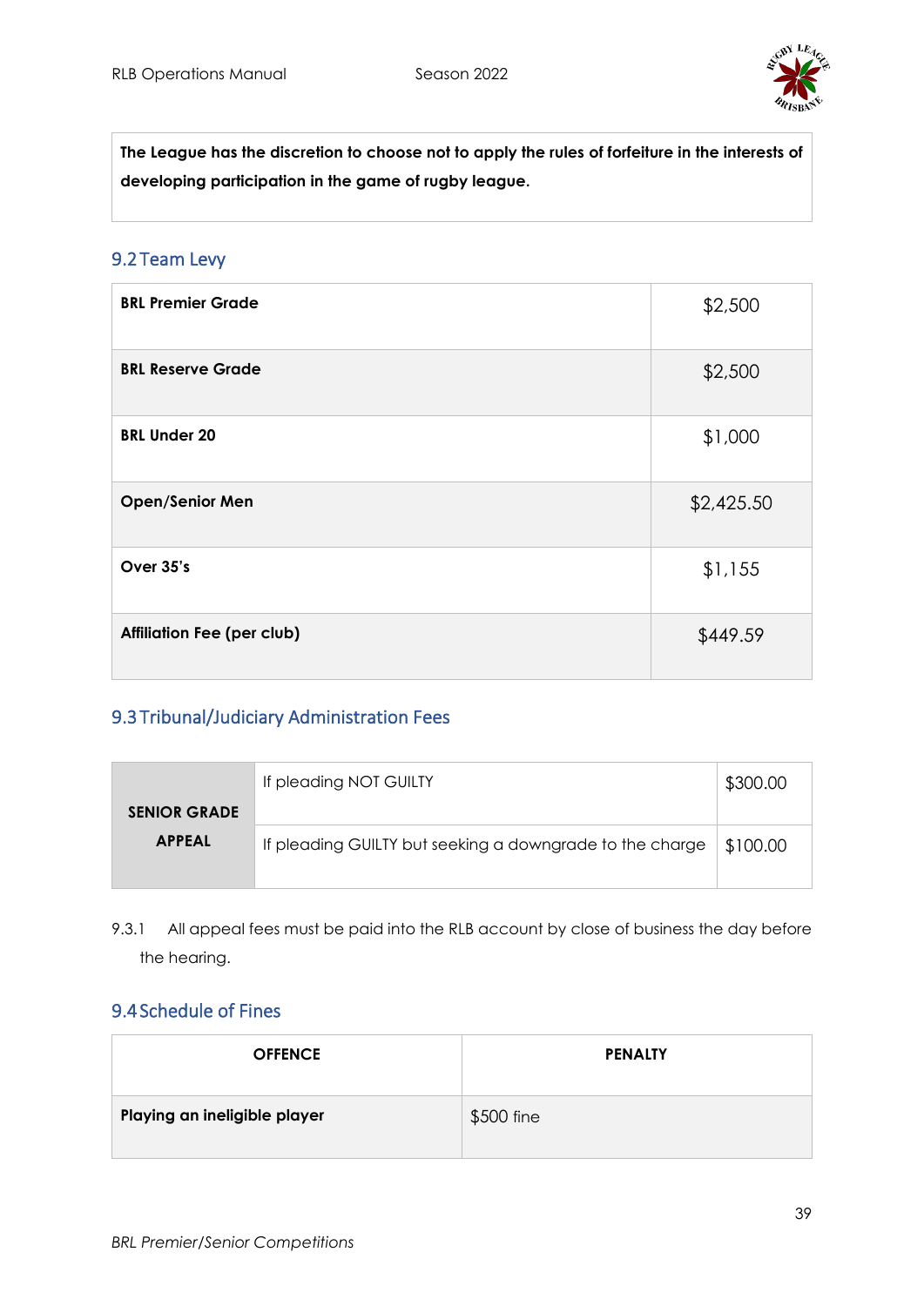| **The League has the discretion to choose not to apply the rules of forfeiture in the interests of developing participation in the game of rugby league.** |
|---|

## 9.2 Team Levy

| | |
|---|---|
| **BRL Premier Grade** | $2,500 |
| **BRL Reserve Grade** | $2,500 |
| **BRL Under 20** | $1,000 |
| **Open/Senior Men** | $2,425.50 |
| **Over 35's** | $1,155 |
| **Affiliation Fee (per club)** | $449.59 |

## 9.3 Tribunal/Judiciary Administration Fees

| | | |
|---|---|---|
| **SENIOR GRADE APPEAL** | If pleading NOT GUILTY | $300.00 |
| | If pleading GUILTY but seeking a downgrade to the charge | $100.00 |

9.3.1 All appeal fees must be paid into the RLB account by close of business the day before the hearing.

## 9.4 Schedule of Fines

| OFFENCE | PENALTY |
|---|---|
| **Playing an ineligible player** | $500 fine |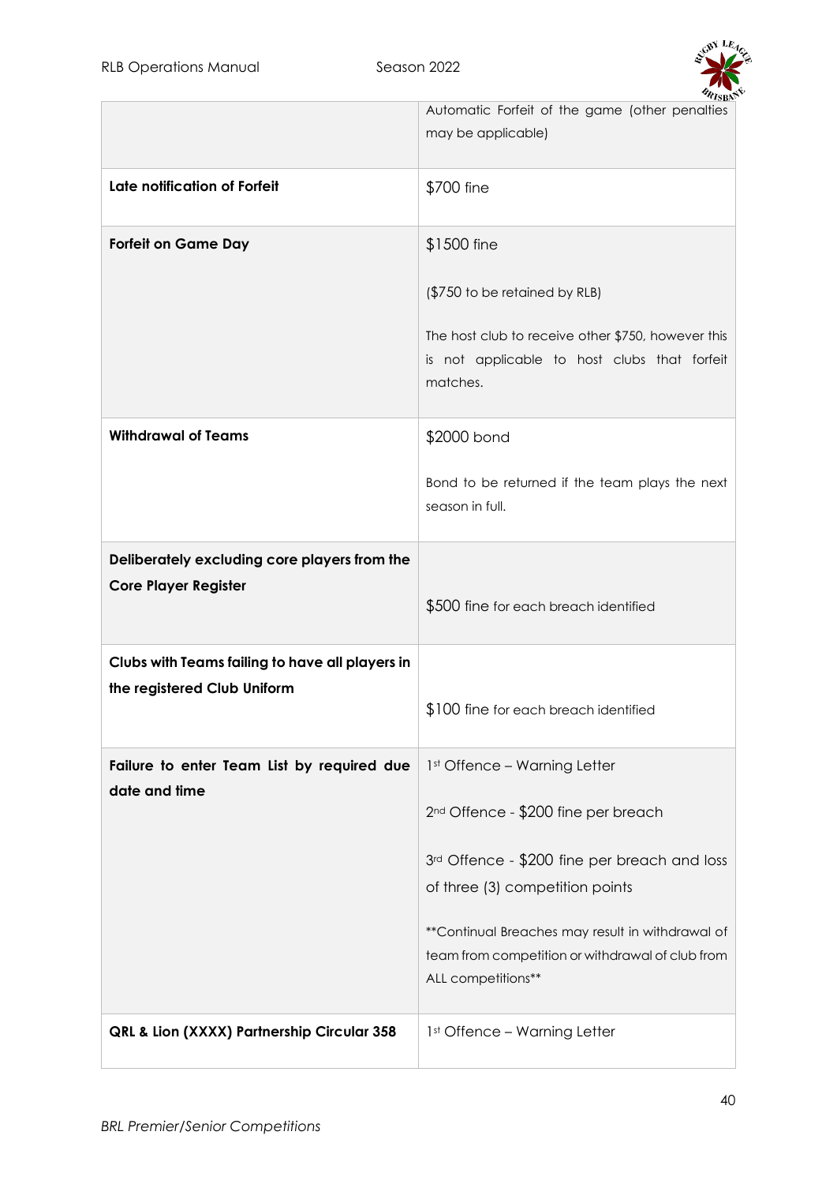| | |
|---|---|
| | Automatic Forfeit of the game (other penalties may be applicable) |
| **Late notification of Forfeit** | $700 fine |
| **Forfeit on Game Day** | $1500 fine<br><br>($750 to be retained by RLB)<br><br>The host club to receive other $750, however this is not applicable to host clubs that forfeit matches. |
| **Withdrawal of Teams** | $2000 bond<br><br>Bond to be returned if the team plays the next season in full. |
| **Deliberately excluding core players from the Core Player Register** | $500 fine for each breach identified |
| **Clubs with Teams failing to have all players in the registered Club Uniform** | $100 fine for each breach identified |
| **Failure to enter Team List by required due date and time** | 1st Offence – Warning Letter<br><br>2nd Offence - $200 fine per breach<br><br>3rd Offence - $200 fine per breach and loss of three (3) competition points<br><br>**Continual Breaches may result in withdrawal of team from competition or withdrawal of club from ALL competitions** |
| **QRL & Lion (XXXX) Partnership Circular 358** | 1st Offence – Warning Letter |

*BRL Premier/Senior Competitions*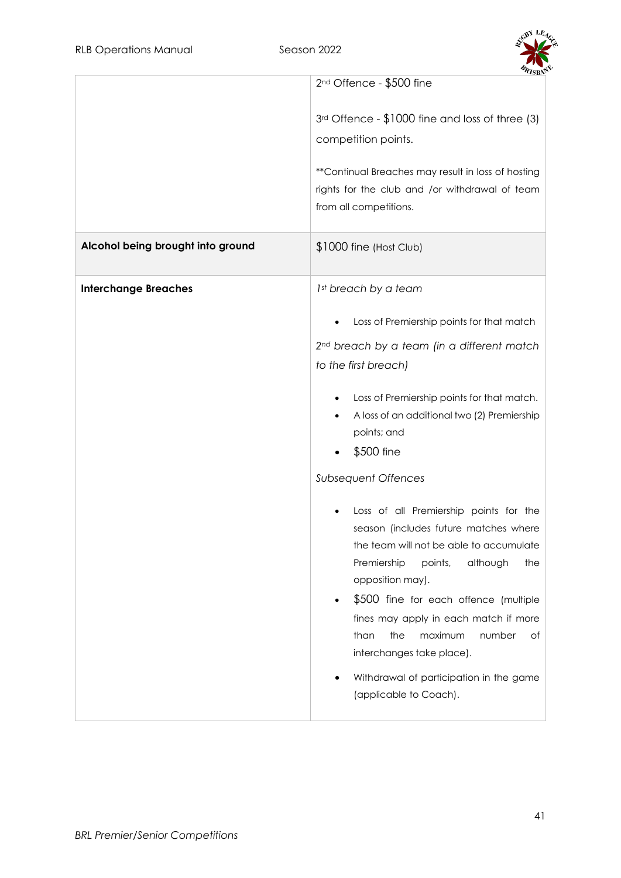| | |
|---|---|
| | 2nd Offence - $500 fine<br><br>3rd Offence - $1000 fine and loss of three (3) competition points.<br><br>**Continual Breaches may result in loss of hosting rights for the club and /or withdrawal of team from all competitions. |
| **Alcohol being brought into ground** | $1000 fine (Host Club) |
| **Interchange Breaches** | *1st breach by a team*<br><br>• Loss of Premiership points for that match<br><br>*2nd breach by a team (in a different match to the first breach)*<br><br>• Loss of Premiership points for that match.<br>• A loss of an additional two (2) Premiership points; and<br>• $500 fine<br><br>*Subsequent Offences*<br><br>• Loss of all Premiership points for the season (includes future matches where the team will not be able to accumulate Premiership points, although the opposition may).<br>• $500 fine for each offence (multiple fines may apply in each match if more than the maximum number of interchanges take place).<br>• Withdrawal of participation in the game (applicable to Coach). |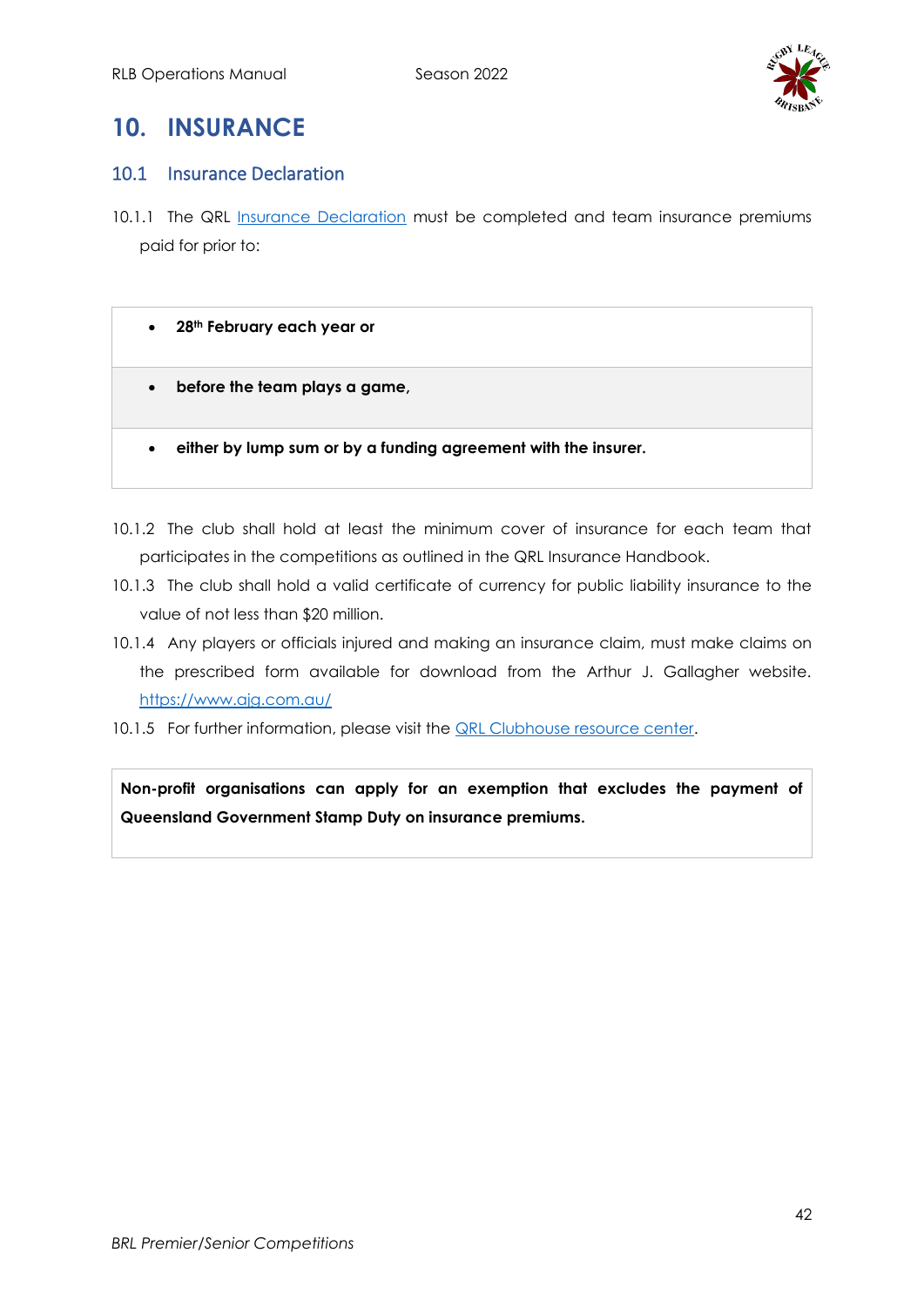# 10. INSURANCE

## 10.1 Insurance Declaration

10.1.1 The QRL Insurance Declaration must be completed and team insurance premiums paid for prior to:

- **28th February each year or**
- **before the team plays a game,**
- **either by lump sum or by a funding agreement with the insurer.**

10.1.2 The club shall hold at least the minimum cover of insurance for each team that participates in the competitions as outlined in the QRL Insurance Handbook.

10.1.3 The club shall hold a valid certificate of currency for public liability insurance to the value of not less than $20 million.

10.1.4 Any players or officials injured and making an insurance claim, must make claims on the prescribed form available for download from the Arthur J. Gallagher website. https://www.ajg.com.au/

10.1.5 For further information, please visit the QRL Clubhouse resource center.

**Non-profit organisations can apply for an exemption that excludes the payment of Queensland Government Stamp Duty on insurance premiums.**